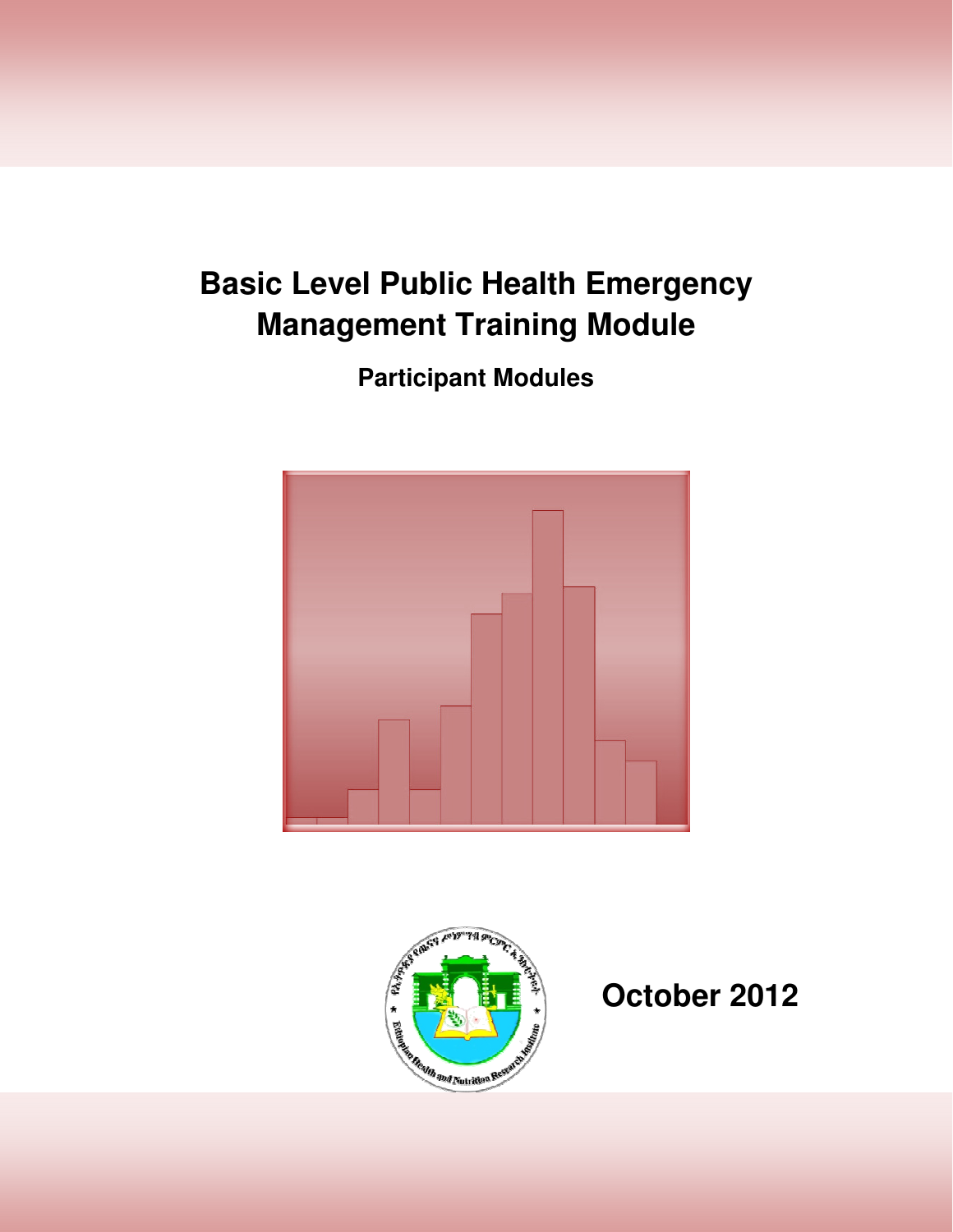# Basic Level Public Health Emergency Management Training Module

## Participant Modules

**October 2012**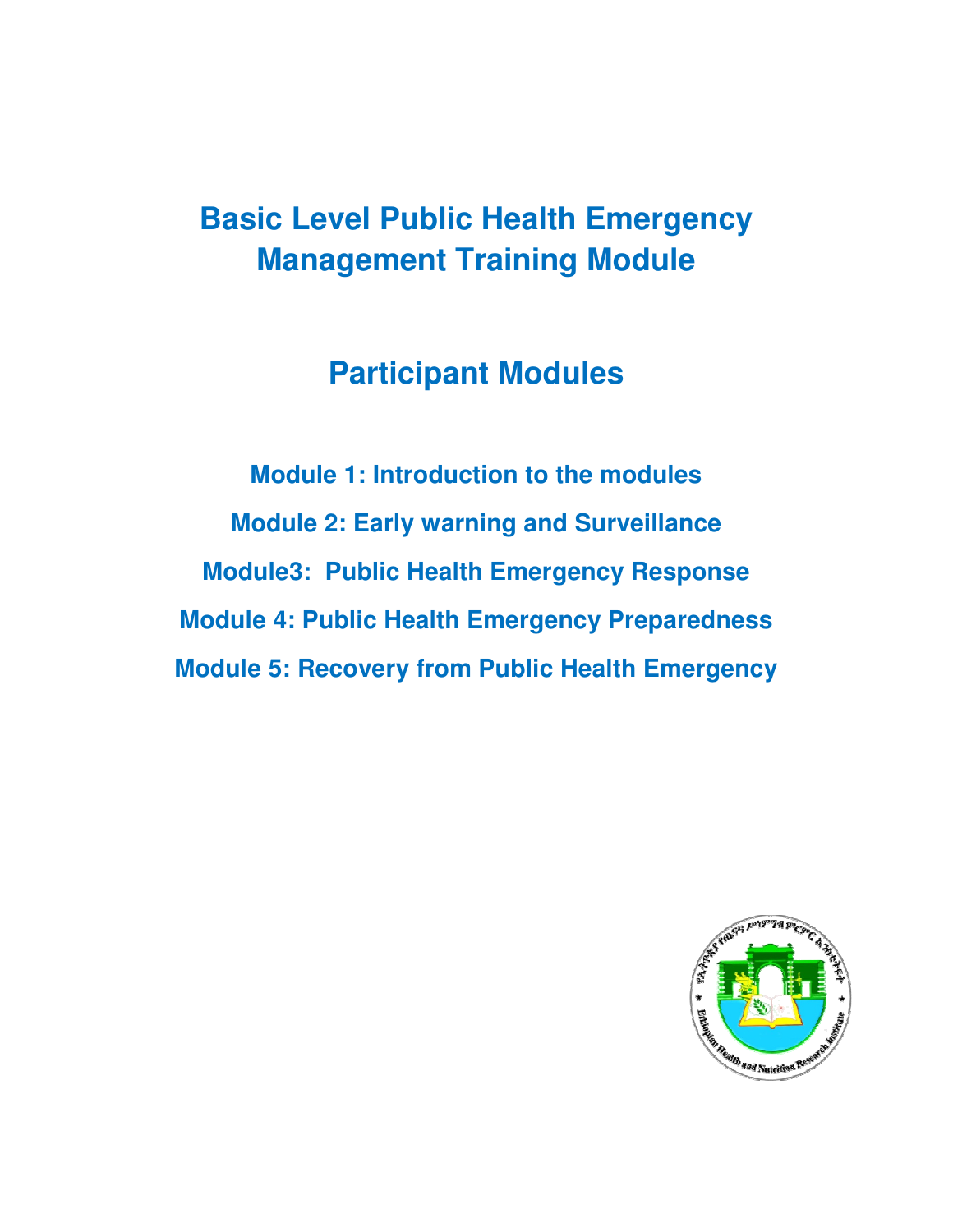# Basic Level Public Health Emergency Management Training Module

## Participant Modules

**Module 1: Introduction to the modules**

**Module 2: Early warning and Surveillance**

**Module3: Public Health Emergency Response**

**Module 4: Public Health Emergency Preparedness**

**Module 5: Recovery from Public Health Emergency**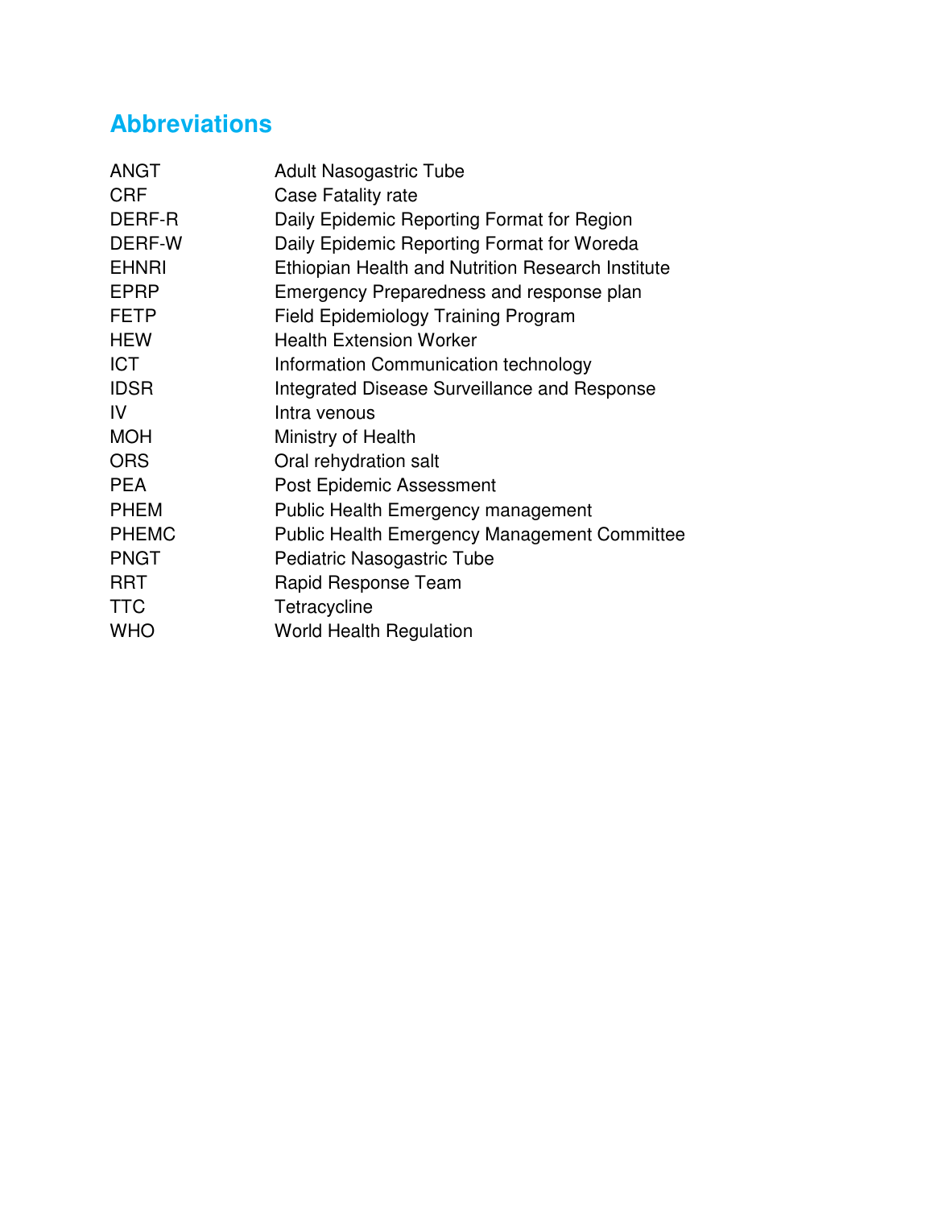## Abbreviations

| | |
|---|---|
| ANGT | Adult Nasogastric Tube |
| CRF | Case Fatality rate |
| DERF-R | Daily Epidemic Reporting Format for Region |
| DERF-W | Daily Epidemic Reporting Format for Woreda |
| EHNRI | Ethiopian Health and Nutrition Research Institute |
| EPRP | Emergency Preparedness and response plan |
| FETP | Field Epidemiology Training Program |
| HEW | Health Extension Worker |
| ICT | Information Communication technology |
| IDSR | Integrated Disease Surveillance and Response |
| IV | Intra venous |
| MOH | Ministry of Health |
| ORS | Oral rehydration salt |
| PEA | Post Epidemic Assessment |
| PHEM | Public Health Emergency management |
| PHEMC | Public Health Emergency Management Committee |
| PNGT | Pediatric Nasogastric Tube |
| RRT | Rapid Response Team |
| TTC | Tetracycline |
| WHO | World Health Regulation |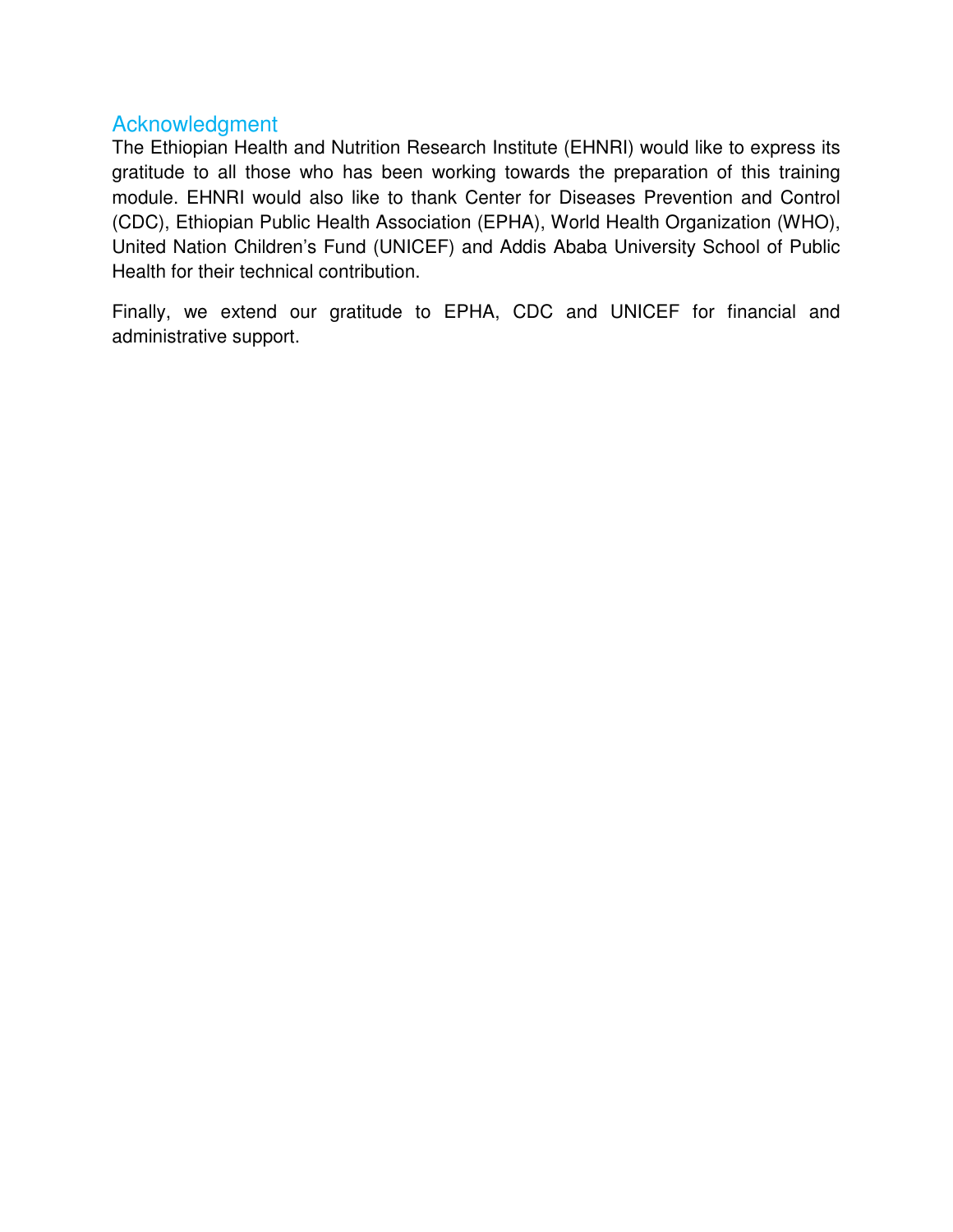## Acknowledgment

The Ethiopian Health and Nutrition Research Institute (EHNRI) would like to express its gratitude to all those who has been working towards the preparation of this training module. EHNRI would also like to thank Center for Diseases Prevention and Control (CDC), Ethiopian Public Health Association (EPHA), World Health Organization (WHO), United Nation Children's Fund (UNICEF) and Addis Ababa University School of Public Health for their technical contribution.

Finally, we extend our gratitude to EPHA, CDC and UNICEF for financial and administrative support.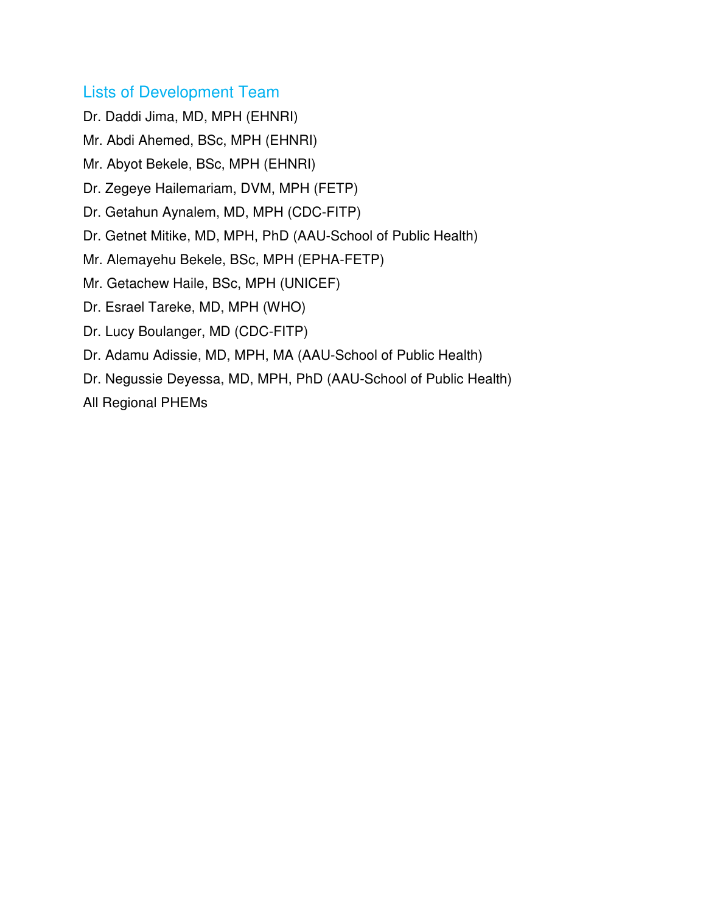## Lists of Development Team

Dr. Daddi Jima, MD, MPH (EHNRI)

Mr. Abdi Ahemed, BSc, MPH (EHNRI)

Mr. Abyot Bekele, BSc, MPH (EHNRI)

Dr. Zegeye Hailemariam, DVM, MPH (FETP)

Dr. Getahun Aynalem, MD, MPH (CDC-FITP)

Dr. Getnet Mitike, MD, MPH, PhD (AAU-School of Public Health)

Mr. Alemayehu Bekele, BSc, MPH (EPHA-FETP)

Mr. Getachew Haile, BSc, MPH (UNICEF)

Dr. Esrael Tareke, MD, MPH (WHO)

Dr. Lucy Boulanger, MD (CDC-FITP)

Dr. Adamu Adissie, MD, MPH, MA (AAU-School of Public Health)

Dr. Negussie Deyessa, MD, MPH, PhD (AAU-School of Public Health)

All Regional PHEMs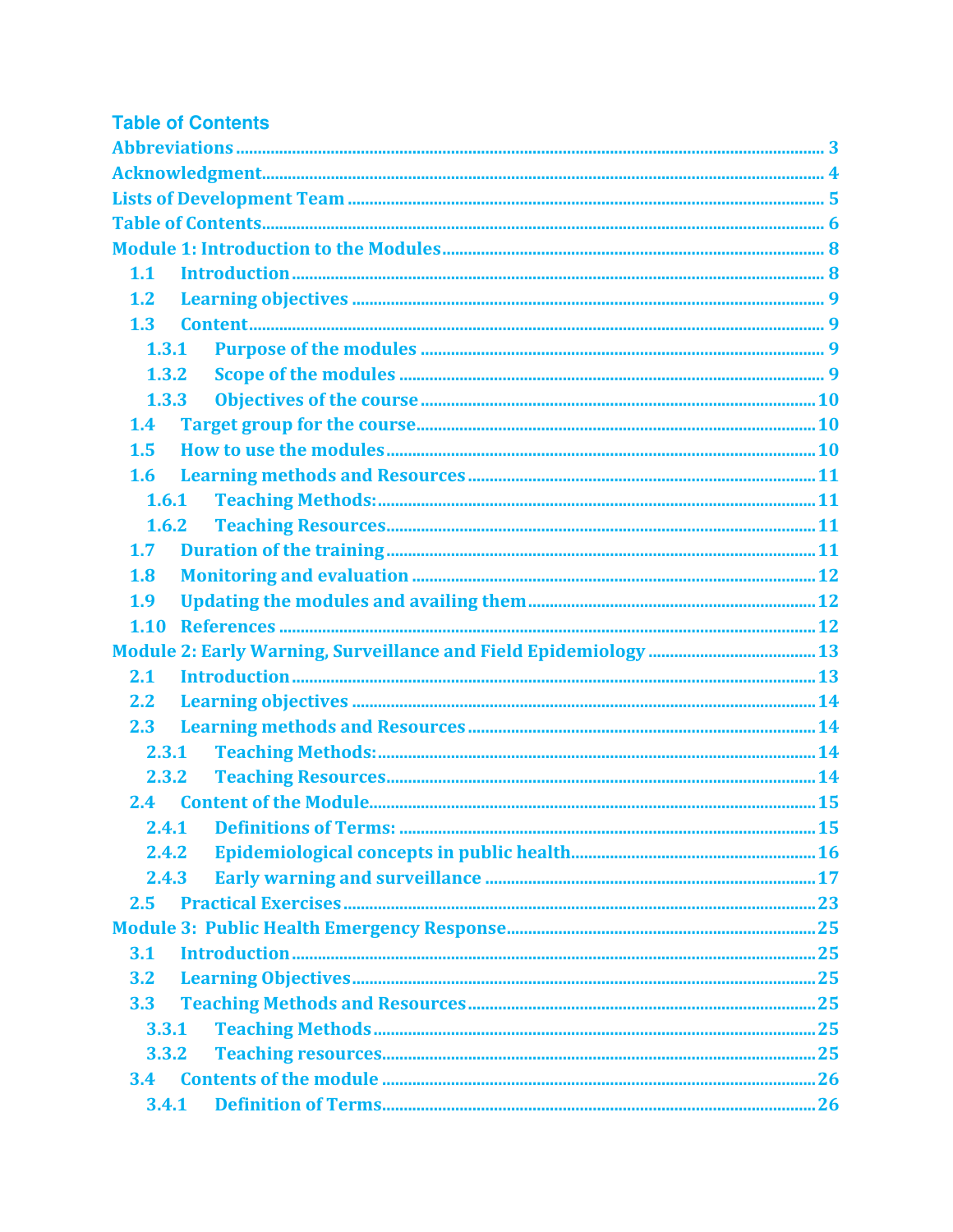# Table of Contents

Abbreviations ........................................................................................................................ 3
Acknowledgment.................................................................................................................... 4
Lists of Development Team ................................................................................................. 5
Table of Contents.................................................................................................................... 6
Module 1: Introduction to the Modules.............................................................................. 8
- 1.1 Introduction ........................................................................................................... 8
- 1.2 Learning objectives .............................................................................................. 9
- 1.3 Content.................................................................................................................... 9
  - 1.3.1 Purpose of the modules ............................................................................... 9
  - 1.3.2 Scope of the modules .................................................................................. 9
  - 1.3.3 Objectives of the course ............................................................................ 10
- 1.4 Target group for the course ............................................................................... 10
- 1.5 How to use the modules ..................................................................................... 10
- 1.6 Learning methods and Resources .................................................................... 11
  - 1.6.1 Teaching Methods: ..................................................................................... 11
  - 1.6.2 Teaching Resources.................................................................................... 11
- 1.7 Duration of the training ..................................................................................... 11
- 1.8 Monitoring and evaluation ................................................................................. 12
- 1.9 Updating the modules and availing them ......................................................... 12
- 1.10 References ........................................................................................................... 12

Module 2: Early Warning, Surveillance and Field Epidemiology .................................. 13
- 2.1 Introduction ......................................................................................................... 13
- 2.2 Learning objectives ............................................................................................ 14
- 2.3 Learning methods and Resources .................................................................... 14
  - 2.3.1 Teaching Methods: ..................................................................................... 14
  - 2.3.2 Teaching Resources.................................................................................... 14
- 2.4 Content of the Module........................................................................................ 15
  - 2.4.1 Definitions of Terms: .................................................................................. 15
  - 2.4.2 Epidemiological concepts in public health............................................... 16
  - 2.4.3 Early warning and surveillance ................................................................ 17
- 2.5 Practical Exercises .............................................................................................. 23

Module 3: Public Health Emergency Response................................................................ 25
- 3.1 Introduction ......................................................................................................... 25
- 3.2 Learning Objectives ............................................................................................ 25
- 3.3 Teaching Methods and Resources .................................................................... 25
  - 3.3.1 Teaching Methods ....................................................................................... 25
  - 3.3.2 Teaching resources...................................................................................... 25
- 3.4 Contents of the module ..................................................................................... 26
  - 3.4.1 Definition of Terms...................................................................................... 26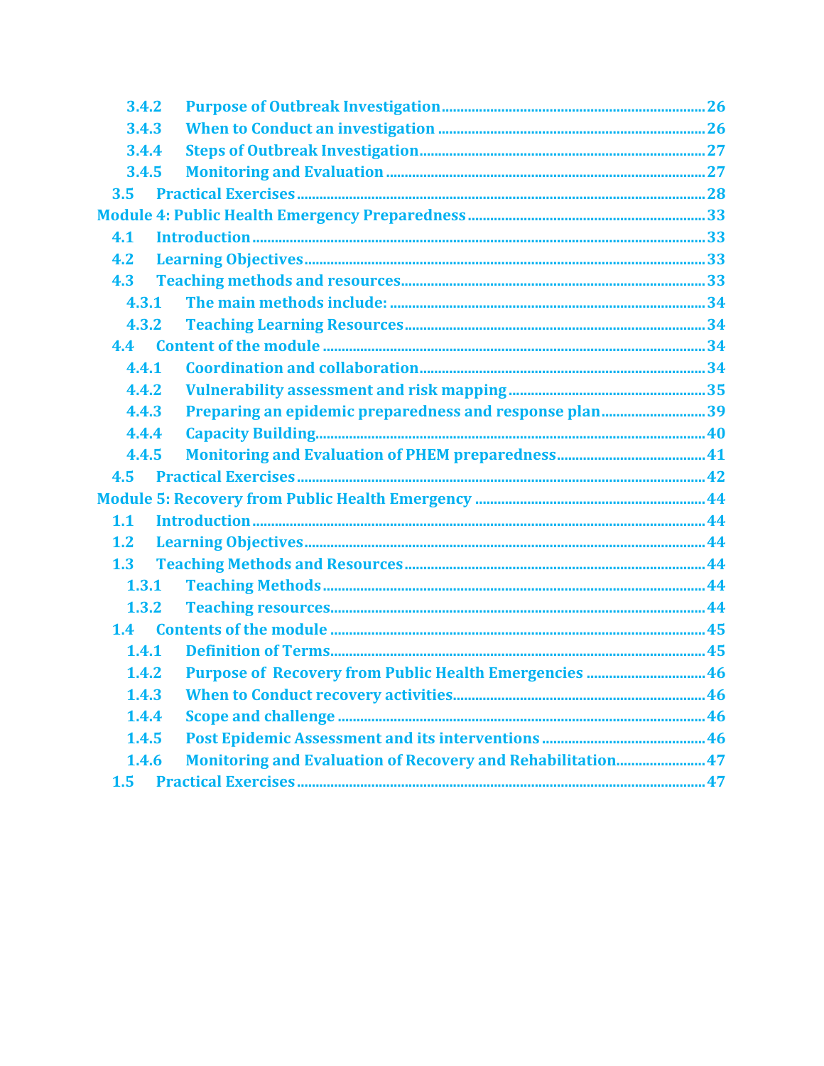3.4.2 Purpose of Outbreak Investigation ........................................................................ 26
3.4.3 When to Conduct an investigation ........................................................................ 26
3.4.4 Steps of Outbreak Investigation ........................................................................ 27
3.4.5 Monitoring and Evaluation ........................................................................ 27
3.5 Practical Exercises ........................................................................ 28
Module 4: Public Health Emergency Preparedness ........................................................................ 33
4.1 Introduction ........................................................................ 33
4.2 Learning Objectives ........................................................................ 33
4.3 Teaching methods and resources ........................................................................ 33
4.3.1 The main methods include: ........................................................................ 34
4.3.2 Teaching Learning Resources ........................................................................ 34
4.4 Content of the module ........................................................................ 34
4.4.1 Coordination and collaboration ........................................................................ 34
4.4.2 Vulnerability assessment and risk mapping ........................................................................ 35
4.4.3 Preparing an epidemic preparedness and response plan ........................................................................ 39
4.4.4 Capacity Building ........................................................................ 40
4.4.5 Monitoring and Evaluation of PHEM preparedness ........................................................................ 41
4.5 Practical Exercises ........................................................................ 42
Module 5: Recovery from Public Health Emergency ........................................................................ 44
1.1 Introduction ........................................................................ 44
1.2 Learning Objectives ........................................................................ 44
1.3 Teaching Methods and Resources ........................................................................ 44
1.3.1 Teaching Methods ........................................................................ 44
1.3.2 Teaching resources ........................................................................ 44
1.4 Contents of the module ........................................................................ 45
1.4.1 Definition of Terms ........................................................................ 45
1.4.2 Purpose of Recovery from Public Health Emergencies ........................................................................ 46
1.4.3 When to Conduct recovery activities ........................................................................ 46
1.4.4 Scope and challenge ........................................................................ 46
1.4.5 Post Epidemic Assessment and its interventions ........................................................................ 46
1.4.6 Monitoring and Evaluation of Recovery and Rehabilitation ........................................................................ 47
1.5 Practical Exercises ........................................................................ 47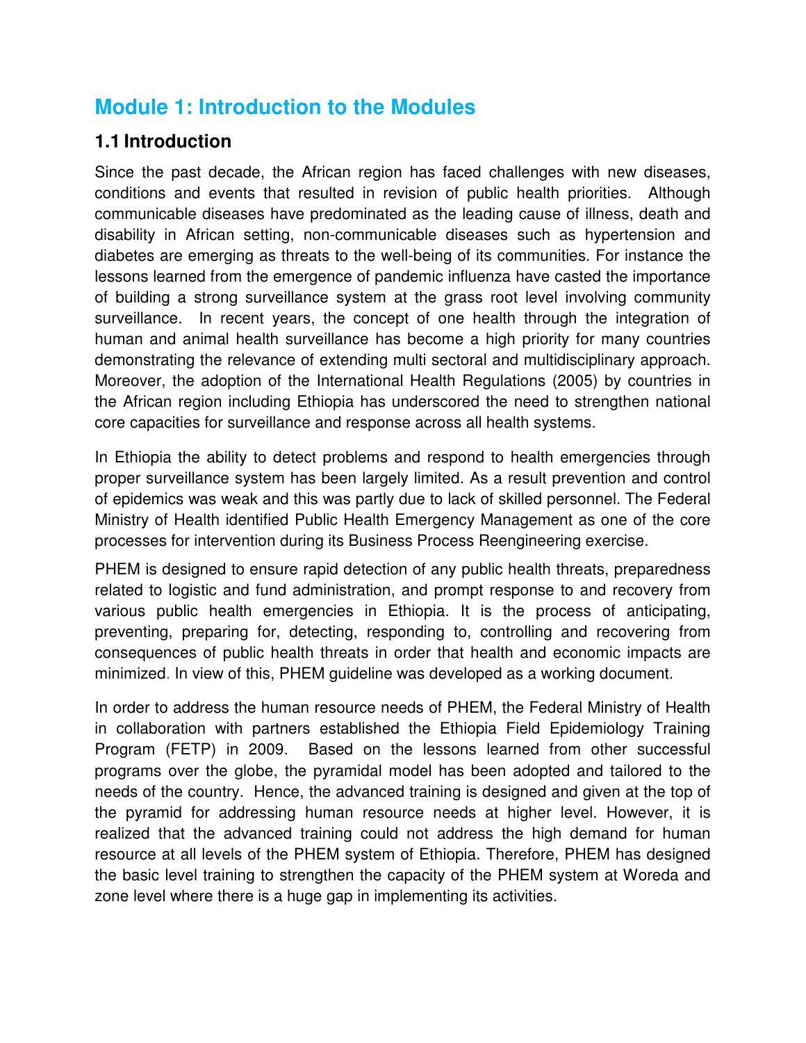# Module 1: Introduction to the Modules

## 1.1 Introduction

Since the past decade, the African region has faced challenges with new diseases, conditions and events that resulted in revision of public health priorities. Although communicable diseases have predominated as the leading cause of illness, death and disability in African setting, non-communicable diseases such as hypertension and diabetes are emerging as threats to the well-being of its communities. For instance the lessons learned from the emergence of pandemic influenza have casted the importance of building a strong surveillance system at the grass root level involving community surveillance. In recent years, the concept of one health through the integration of human and animal health surveillance has become a high priority for many countries demonstrating the relevance of extending multi sectoral and multidisciplinary approach. Moreover, the adoption of the International Health Regulations (2005) by countries in the African region including Ethiopia has underscored the need to strengthen national core capacities for surveillance and response across all health systems.

In Ethiopia the ability to detect problems and respond to health emergencies through proper surveillance system has been largely limited. As a result prevention and control of epidemics was weak and this was partly due to lack of skilled personnel. The Federal Ministry of Health identified Public Health Emergency Management as one of the core processes for intervention during its Business Process Reengineering exercise.

PHEM is designed to ensure rapid detection of any public health threats, preparedness related to logistic and fund administration, and prompt response to and recovery from various public health emergencies in Ethiopia. It is the process of anticipating, preventing, preparing for, detecting, responding to, controlling and recovering from consequences of public health threats in order that health and economic impacts are minimized. In view of this, PHEM guideline was developed as a working document.

In order to address the human resource needs of PHEM, the Federal Ministry of Health in collaboration with partners established the Ethiopia Field Epidemiology Training Program (FETP) in 2009. Based on the lessons learned from other successful programs over the globe, the pyramidal model has been adopted and tailored to the needs of the country. Hence, the advanced training is designed and given at the top of the pyramid for addressing human resource needs at higher level. However, it is realized that the advanced training could not address the high demand for human resource at all levels of the PHEM system of Ethiopia. Therefore, PHEM has designed the basic level training to strengthen the capacity of the PHEM system at Woreda and zone level where there is a huge gap in implementing its activities.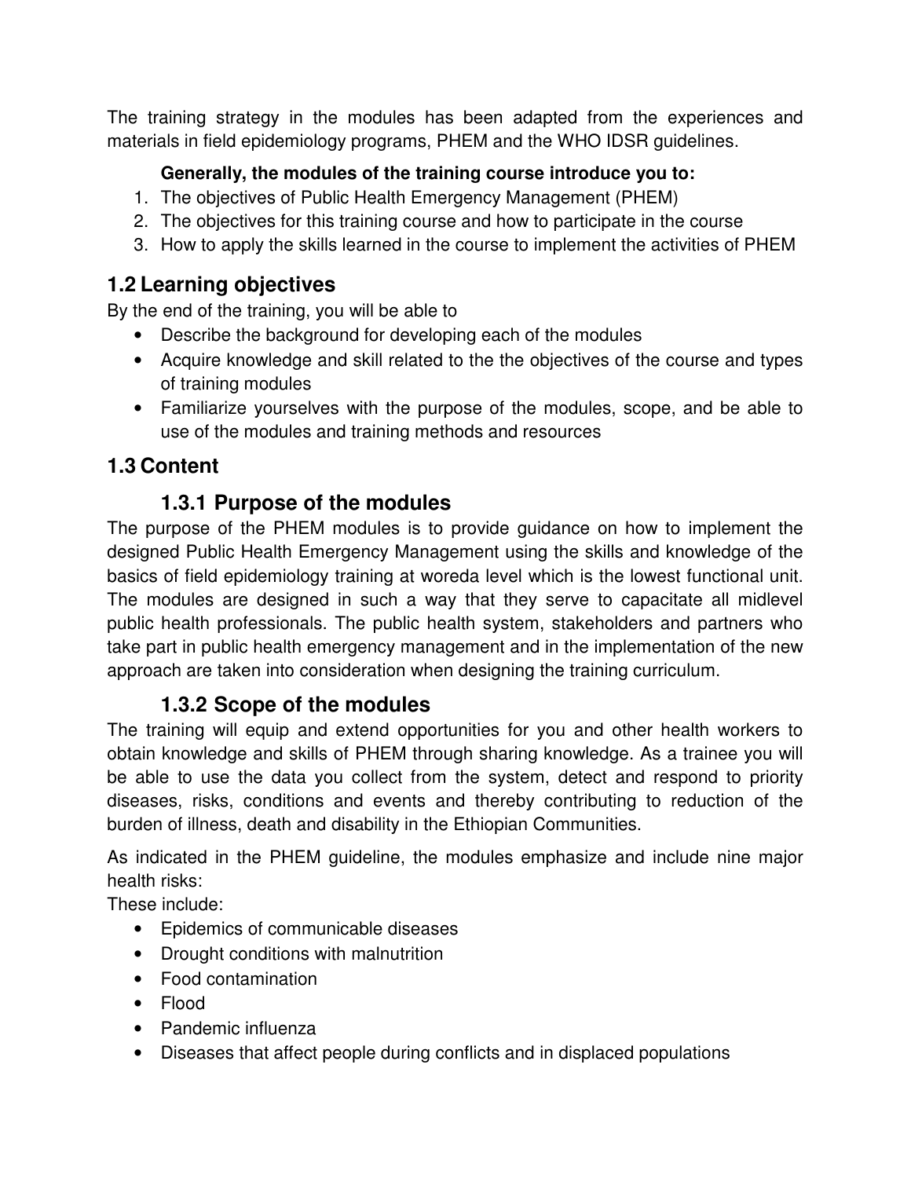The training strategy in the modules has been adapted from the experiences and materials in field epidemiology programs, PHEM and the WHO IDSR guidelines.

**Generally, the modules of the training course introduce you to:**

1. The objectives of Public Health Emergency Management (PHEM)
2. The objectives for this training course and how to participate in the course
3. How to apply the skills learned in the course to implement the activities of PHEM

## 1.2 Learning objectives

By the end of the training, you will be able to

- Describe the background for developing each of the modules
- Acquire knowledge and skill related to the the objectives of the course and types of training modules
- Familiarize yourselves with the purpose of the modules, scope, and be able to use of the modules and training methods and resources

## 1.3 Content

### 1.3.1 Purpose of the modules

The purpose of the PHEM modules is to provide guidance on how to implement the designed Public Health Emergency Management using the skills and knowledge of the basics of field epidemiology training at woreda level which is the lowest functional unit. The modules are designed in such a way that they serve to capacitate all midlevel public health professionals. The public health system, stakeholders and partners who take part in public health emergency management and in the implementation of the new approach are taken into consideration when designing the training curriculum.

### 1.3.2 Scope of the modules

The training will equip and extend opportunities for you and other health workers to obtain knowledge and skills of PHEM through sharing knowledge. As a trainee you will be able to use the data you collect from the system, detect and respond to priority diseases, risks, conditions and events and thereby contributing to reduction of the burden of illness, death and disability in the Ethiopian Communities.

As indicated in the PHEM guideline, the modules emphasize and include nine major health risks:

These include:

- Epidemics of communicable diseases
- Drought conditions with malnutrition
- Food contamination
- Flood
- Pandemic influenza
- Diseases that affect people during conflicts and in displaced populations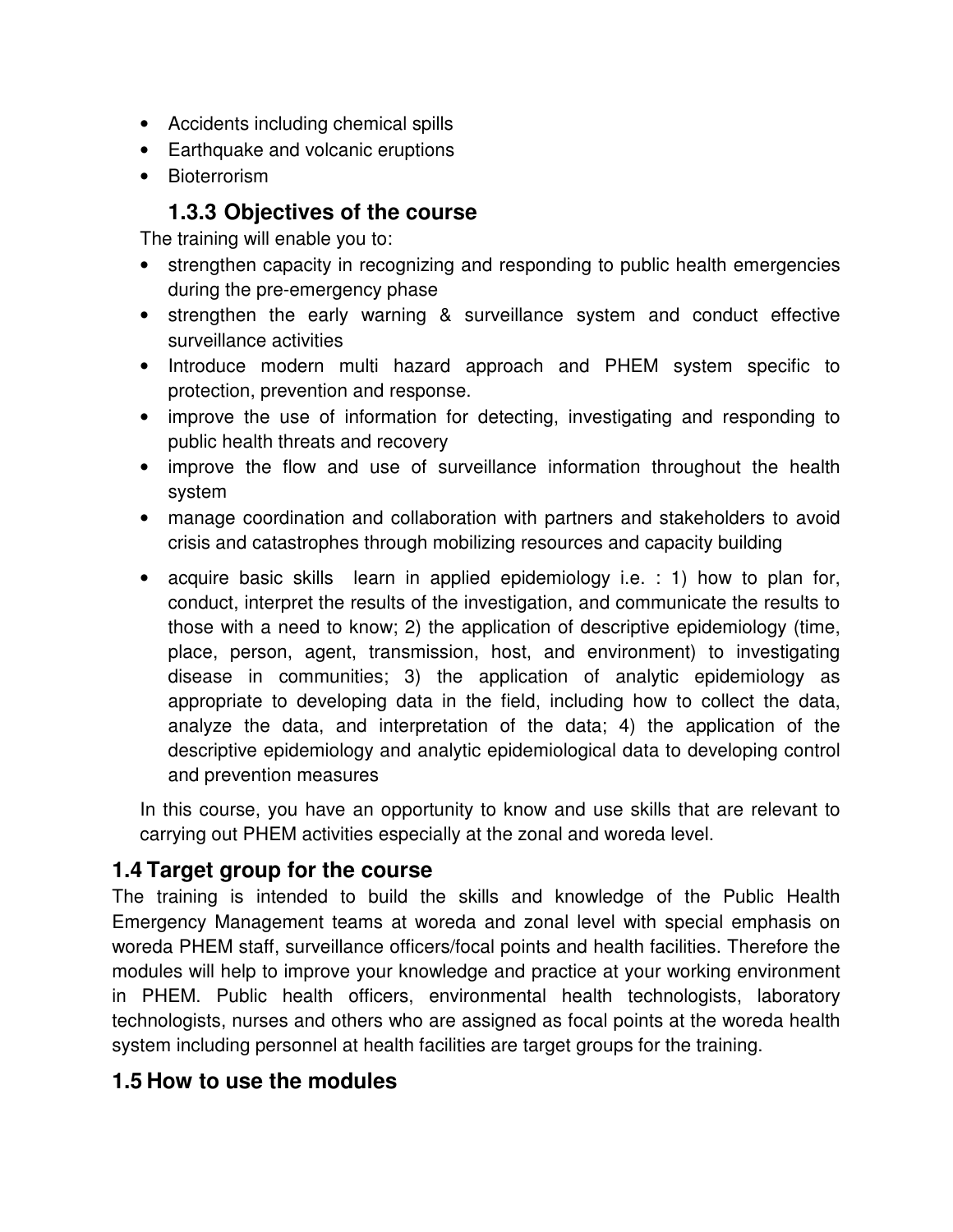- Accidents including chemical spills
- Earthquake and volcanic eruptions
- Bioterrorism

### 1.3.3 Objectives of the course

The training will enable you to:

- strengthen capacity in recognizing and responding to public health emergencies during the pre-emergency phase
- strengthen the early warning & surveillance system and conduct effective surveillance activities
- Introduce modern multi hazard approach and PHEM system specific to protection, prevention and response.
- improve the use of information for detecting, investigating and responding to public health threats and recovery
- improve the flow and use of surveillance information throughout the health system
- manage coordination and collaboration with partners and stakeholders to avoid crisis and catastrophes through mobilizing resources and capacity building
- acquire basic skills learn in applied epidemiology i.e. : 1) how to plan for, conduct, interpret the results of the investigation, and communicate the results to those with a need to know; 2) the application of descriptive epidemiology (time, place, person, agent, transmission, host, and environment) to investigating disease in communities; 3) the application of analytic epidemiology as appropriate to developing data in the field, including how to collect the data, analyze the data, and interpretation of the data; 4) the application of the descriptive epidemiology and analytic epidemiological data to developing control and prevention measures

In this course, you have an opportunity to know and use skills that are relevant to carrying out PHEM activities especially at the zonal and woreda level.

## 1.4 Target group for the course

The training is intended to build the skills and knowledge of the Public Health Emergency Management teams at woreda and zonal level with special emphasis on woreda PHEM staff, surveillance officers/focal points and health facilities. Therefore the modules will help to improve your knowledge and practice at your working environment in PHEM. Public health officers, environmental health technologists, laboratory technologists, nurses and others who are assigned as focal points at the woreda health system including personnel at health facilities are target groups for the training.

## 1.5 How to use the modules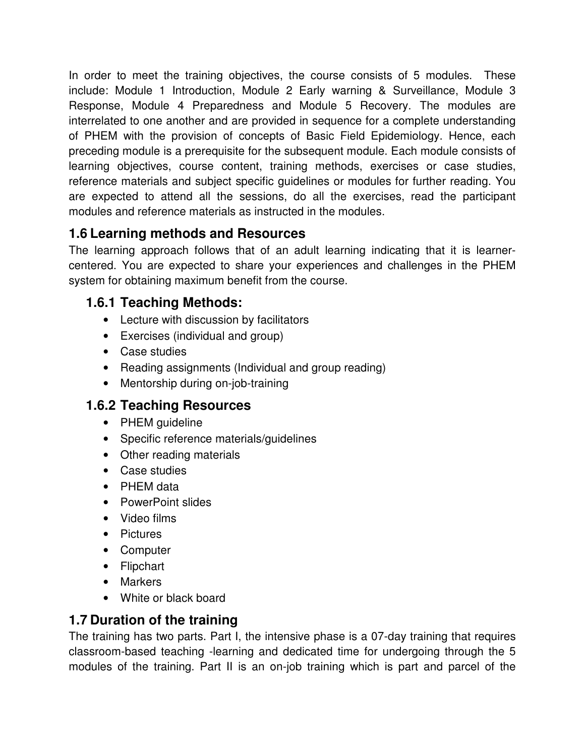In order to meet the training objectives, the course consists of 5 modules. These include: Module 1 Introduction, Module 2 Early warning & Surveillance, Module 3 Response, Module 4 Preparedness and Module 5 Recovery. The modules are interrelated to one another and are provided in sequence for a complete understanding of PHEM with the provision of concepts of Basic Field Epidemiology. Hence, each preceding module is a prerequisite for the subsequent module. Each module consists of learning objectives, course content, training methods, exercises or case studies, reference materials and subject specific guidelines or modules for further reading. You are expected to attend all the sessions, do all the exercises, read the participant modules and reference materials as instructed in the modules.

## 1.6 Learning methods and Resources

The learning approach follows that of an adult learning indicating that it is learner-centered. You are expected to share your experiences and challenges in the PHEM system for obtaining maximum benefit from the course.

### 1.6.1 Teaching Methods:

- Lecture with discussion by facilitators
- Exercises (individual and group)
- Case studies
- Reading assignments (Individual and group reading)
- Mentorship during on-job-training

### 1.6.2 Teaching Resources

- PHEM guideline
- Specific reference materials/guidelines
- Other reading materials
- Case studies
- PHEM data
- PowerPoint slides
- Video films
- Pictures
- Computer
- Flipchart
- Markers
- White or black board

## 1.7 Duration of the training

The training has two parts. Part I, the intensive phase is a 07-day training that requires classroom-based teaching -learning and dedicated time for undergoing through the 5 modules of the training. Part II is an on-job training which is part and parcel of the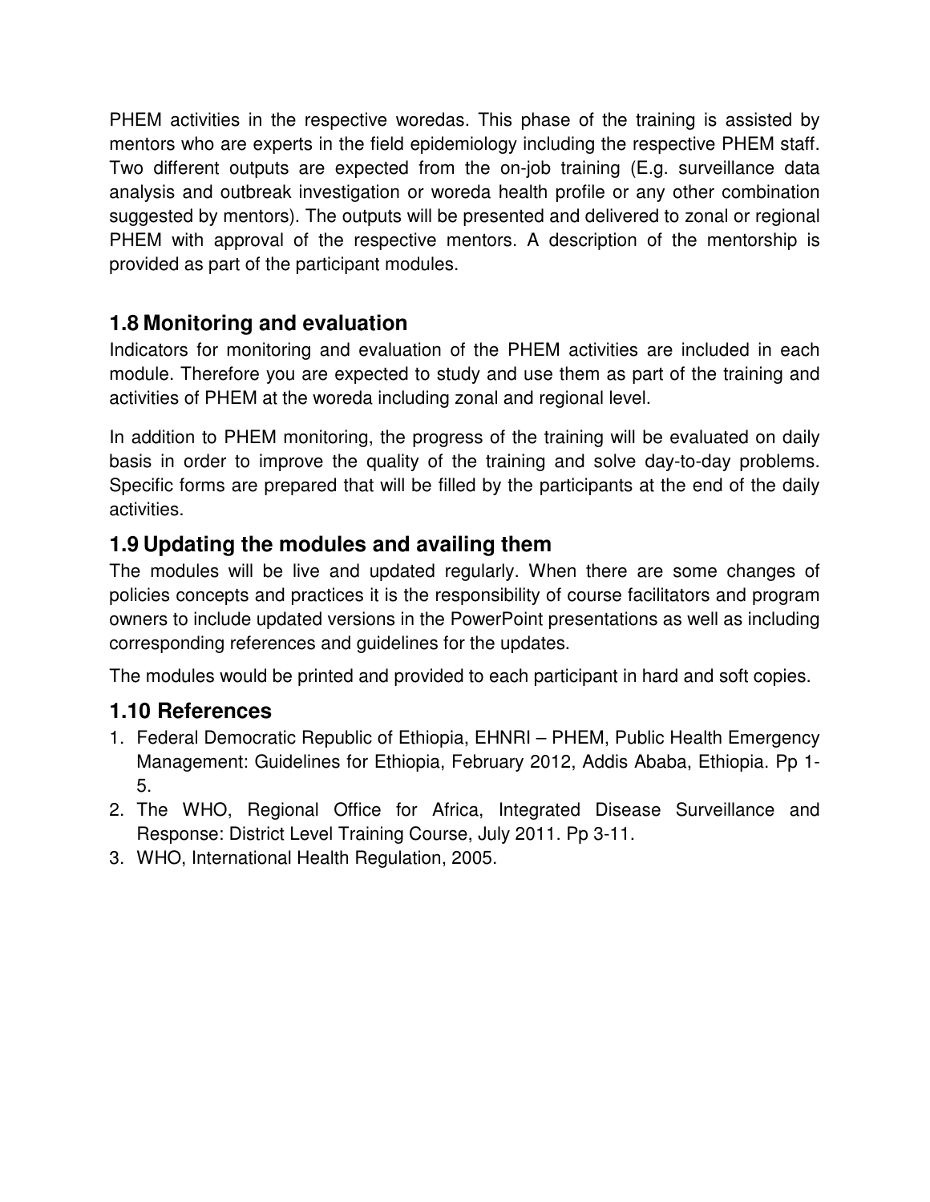PHEM activities in the respective woredas. This phase of the training is assisted by mentors who are experts in the field epidemiology including the respective PHEM staff. Two different outputs are expected from the on-job training (E.g. surveillance data analysis and outbreak investigation or woreda health profile or any other combination suggested by mentors). The outputs will be presented and delivered to zonal or regional PHEM with approval of the respective mentors. A description of the mentorship is provided as part of the participant modules.

## 1.8 Monitoring and evaluation

Indicators for monitoring and evaluation of the PHEM activities are included in each module. Therefore you are expected to study and use them as part of the training and activities of PHEM at the woreda including zonal and regional level.

In addition to PHEM monitoring, the progress of the training will be evaluated on daily basis in order to improve the quality of the training and solve day-to-day problems. Specific forms are prepared that will be filled by the participants at the end of the daily activities.

## 1.9 Updating the modules and availing them

The modules will be live and updated regularly. When there are some changes of policies concepts and practices it is the responsibility of course facilitators and program owners to include updated versions in the PowerPoint presentations as well as including corresponding references and guidelines for the updates.

The modules would be printed and provided to each participant in hard and soft copies.

## 1.10 References

1. Federal Democratic Republic of Ethiopia, EHNRI – PHEM, Public Health Emergency Management: Guidelines for Ethiopia, February 2012, Addis Ababa, Ethiopia. Pp 1-5.
2. The WHO, Regional Office for Africa, Integrated Disease Surveillance and Response: District Level Training Course, July 2011. Pp 3-11.
3. WHO, International Health Regulation, 2005.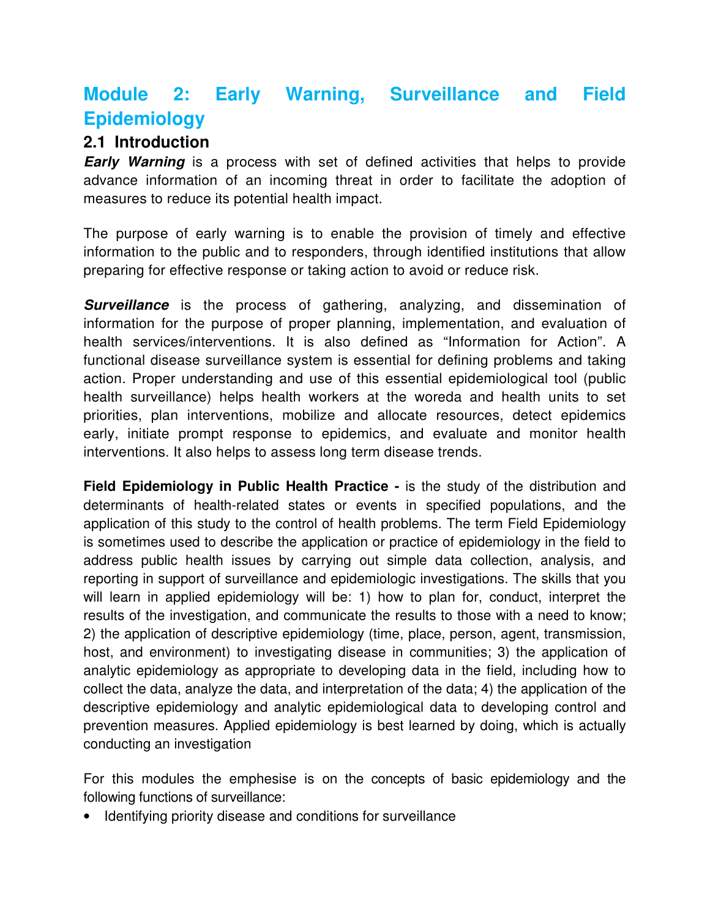# Module 2: Early Warning, Surveillance and Field Epidemiology

## 2.1 Introduction

***Early Warning*** is a process with set of defined activities that helps to provide advance information of an incoming threat in order to facilitate the adoption of measures to reduce its potential health impact.

The purpose of early warning is to enable the provision of timely and effective information to the public and to responders, through identified institutions that allow preparing for effective response or taking action to avoid or reduce risk.

***Surveillance*** is the process of gathering, analyzing, and dissemination of information for the purpose of proper planning, implementation, and evaluation of health services/interventions. It is also defined as "Information for Action". A functional disease surveillance system is essential for defining problems and taking action. Proper understanding and use of this essential epidemiological tool (public health surveillance) helps health workers at the woreda and health units to set priorities, plan interventions, mobilize and allocate resources, detect epidemics early, initiate prompt response to epidemics, and evaluate and monitor health interventions. It also helps to assess long term disease trends.

**Field Epidemiology in Public Health Practice -** is the study of the distribution and determinants of health-related states or events in specified populations, and the application of this study to the control of health problems. The term Field Epidemiology is sometimes used to describe the application or practice of epidemiology in the field to address public health issues by carrying out simple data collection, analysis, and reporting in support of surveillance and epidemiologic investigations. The skills that you will learn in applied epidemiology will be: 1) how to plan for, conduct, interpret the results of the investigation, and communicate the results to those with a need to know; 2) the application of descriptive epidemiology (time, place, person, agent, transmission, host, and environment) to investigating disease in communities; 3) the application of analytic epidemiology as appropriate to developing data in the field, including how to collect the data, analyze the data, and interpretation of the data; 4) the application of the descriptive epidemiology and analytic epidemiological data to developing control and prevention measures. Applied epidemiology is best learned by doing, which is actually conducting an investigation

For this modules the emphesise is on the concepts of basic epidemiology and the following functions of surveillance:

- Identifying priority disease and conditions for surveillance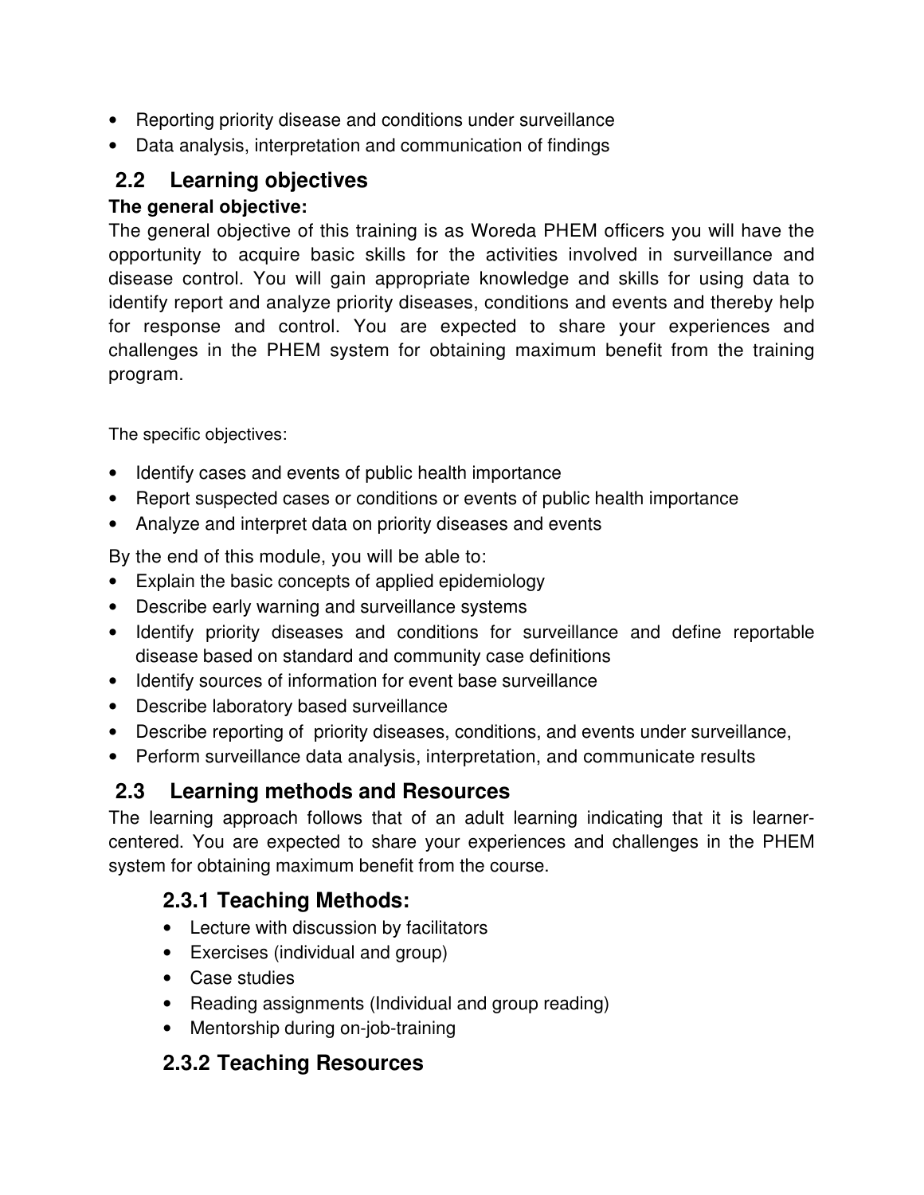- Reporting priority disease and conditions under surveillance
- Data analysis, interpretation and communication of findings

## 2.2 Learning objectives

**The general objective:**

The general objective of this training is as Woreda PHEM officers you will have the opportunity to acquire basic skills for the activities involved in surveillance and disease control. You will gain appropriate knowledge and skills for using data to identify report and analyze priority diseases, conditions and events and thereby help for response and control. You are expected to share your experiences and challenges in the PHEM system for obtaining maximum benefit from the training program.

The specific objectives:

- Identify cases and events of public health importance
- Report suspected cases or conditions or events of public health importance
- Analyze and interpret data on priority diseases and events

By the end of this module, you will be able to:

- Explain the basic concepts of applied epidemiology
- Describe early warning and surveillance systems
- Identify priority diseases and conditions for surveillance and define reportable disease based on standard and community case definitions
- Identify sources of information for event base surveillance
- Describe laboratory based surveillance
- Describe reporting of priority diseases, conditions, and events under surveillance,
- Perform surveillance data analysis, interpretation, and communicate results

## 2.3 Learning methods and Resources

The learning approach follows that of an adult learning indicating that it is learner-centered. You are expected to share your experiences and challenges in the PHEM system for obtaining maximum benefit from the course.

### 2.3.1 Teaching Methods:

- Lecture with discussion by facilitators
- Exercises (individual and group)
- Case studies
- Reading assignments (Individual and group reading)
- Mentorship during on-job-training

### 2.3.2 Teaching Resources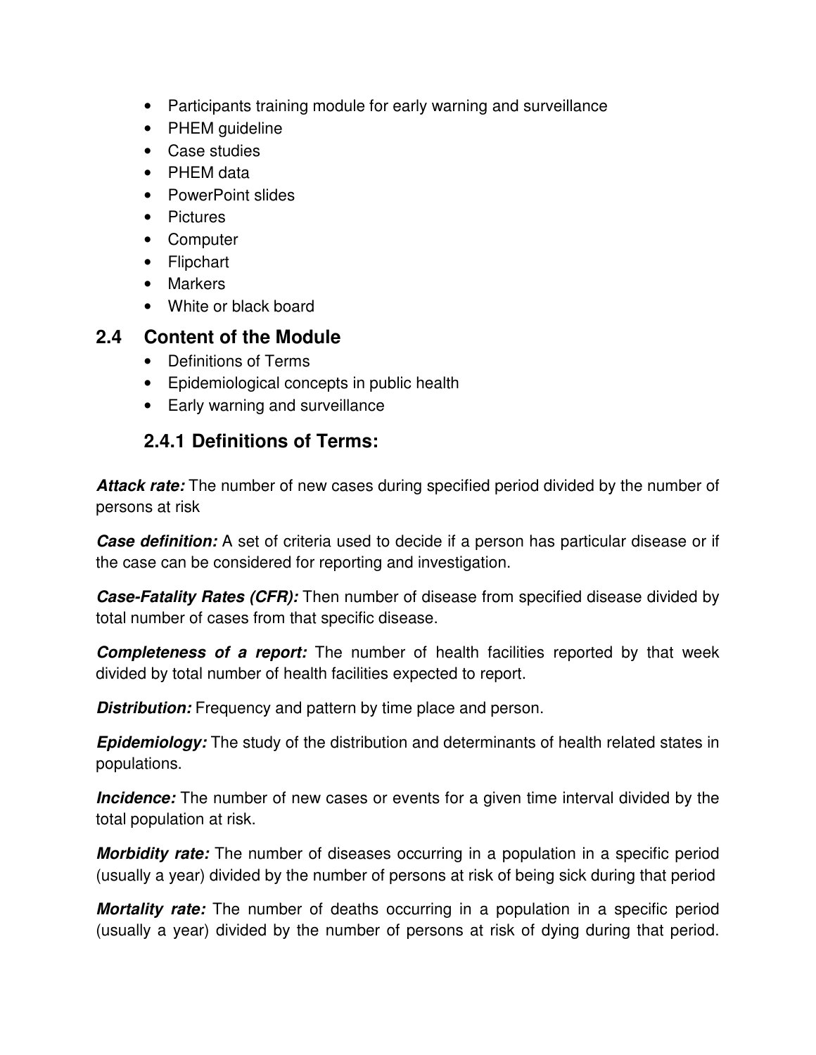- Participants training module for early warning and surveillance
- PHEM guideline
- Case studies
- PHEM data
- PowerPoint slides
- Pictures
- Computer
- Flipchart
- Markers
- White or black board

## 2.4 Content of the Module

- Definitions of Terms
- Epidemiological concepts in public health
- Early warning and surveillance

### 2.4.1 Definitions of Terms:

***Attack rate:*** The number of new cases during specified period divided by the number of persons at risk

***Case definition:*** A set of criteria used to decide if a person has particular disease or if the case can be considered for reporting and investigation.

***Case-Fatality Rates (CFR):*** Then number of disease from specified disease divided by total number of cases from that specific disease.

***Completeness of a report:*** The number of health facilities reported by that week divided by total number of health facilities expected to report.

***Distribution:*** Frequency and pattern by time place and person.

***Epidemiology:*** The study of the distribution and determinants of health related states in populations.

***Incidence:*** The number of new cases or events for a given time interval divided by the total population at risk.

***Morbidity rate:*** The number of diseases occurring in a population in a specific period (usually a year) divided by the number of persons at risk of being sick during that period

***Mortality rate:*** The number of deaths occurring in a population in a specific period (usually a year) divided by the number of persons at risk of dying during that period.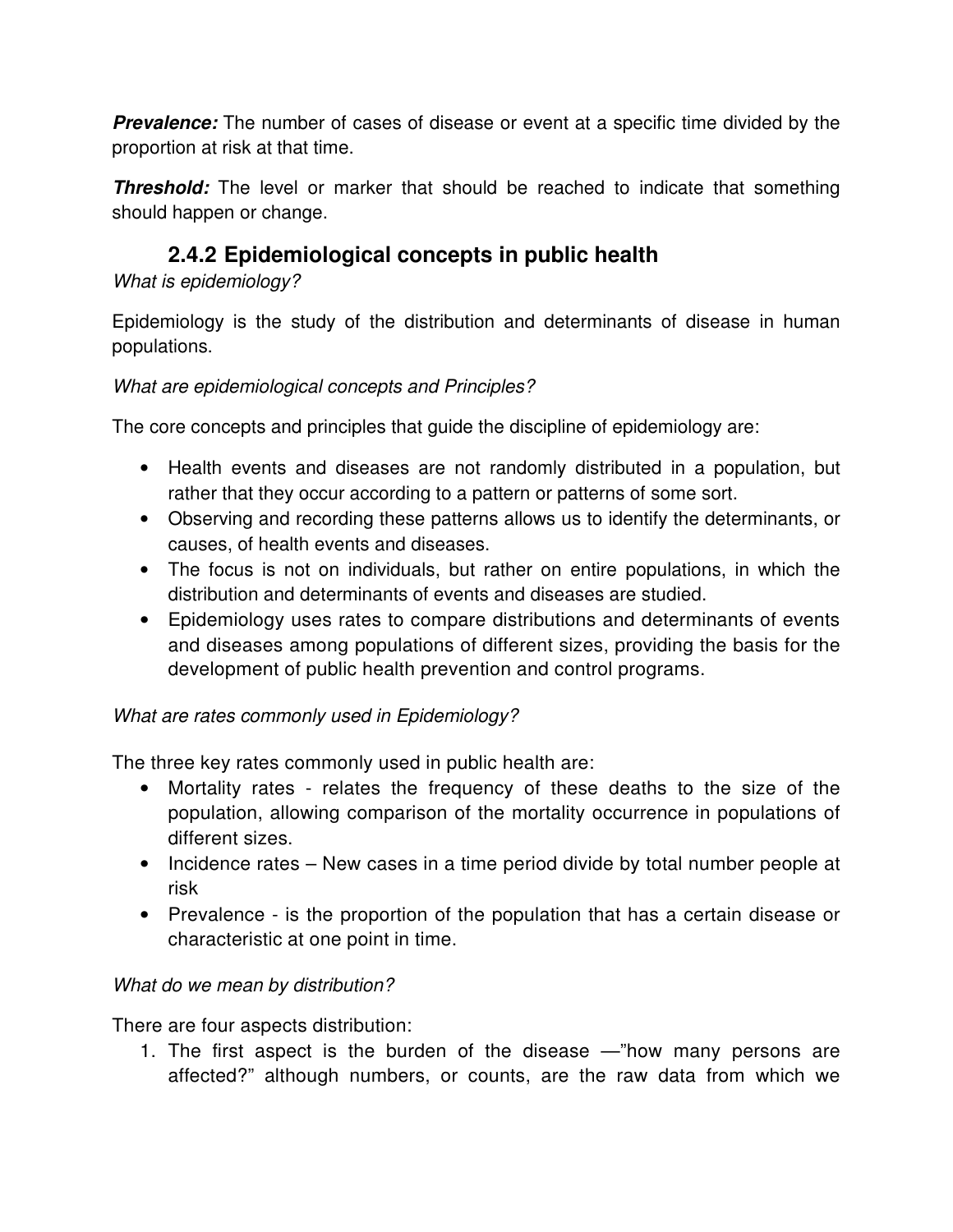***Prevalence:*** The number of cases of disease or event at a specific time divided by the proportion at risk at that time.

***Threshold:*** The level or marker that should be reached to indicate that something should happen or change.

### 2.4.2 Epidemiological concepts in public health

*What is epidemiology?*

Epidemiology is the study of the distribution and determinants of disease in human populations.

*What are epidemiological concepts and Principles?*

The core concepts and principles that guide the discipline of epidemiology are:

- Health events and diseases are not randomly distributed in a population, but rather that they occur according to a pattern or patterns of some sort.
- Observing and recording these patterns allows us to identify the determinants, or causes, of health events and diseases.
- The focus is not on individuals, but rather on entire populations, in which the distribution and determinants of events and diseases are studied.
- Epidemiology uses rates to compare distributions and determinants of events and diseases among populations of different sizes, providing the basis for the development of public health prevention and control programs.

*What are rates commonly used in Epidemiology?*

The three key rates commonly used in public health are:

- Mortality rates - relates the frequency of these deaths to the size of the population, allowing comparison of the mortality occurrence in populations of different sizes.
- Incidence rates – New cases in a time period divide by total number people at risk
- Prevalence - is the proportion of the population that has a certain disease or characteristic at one point in time.

*What do we mean by distribution?*

There are four aspects distribution:

1. The first aspect is the burden of the disease —"how many persons are affected?" although numbers, or counts, are the raw data from which we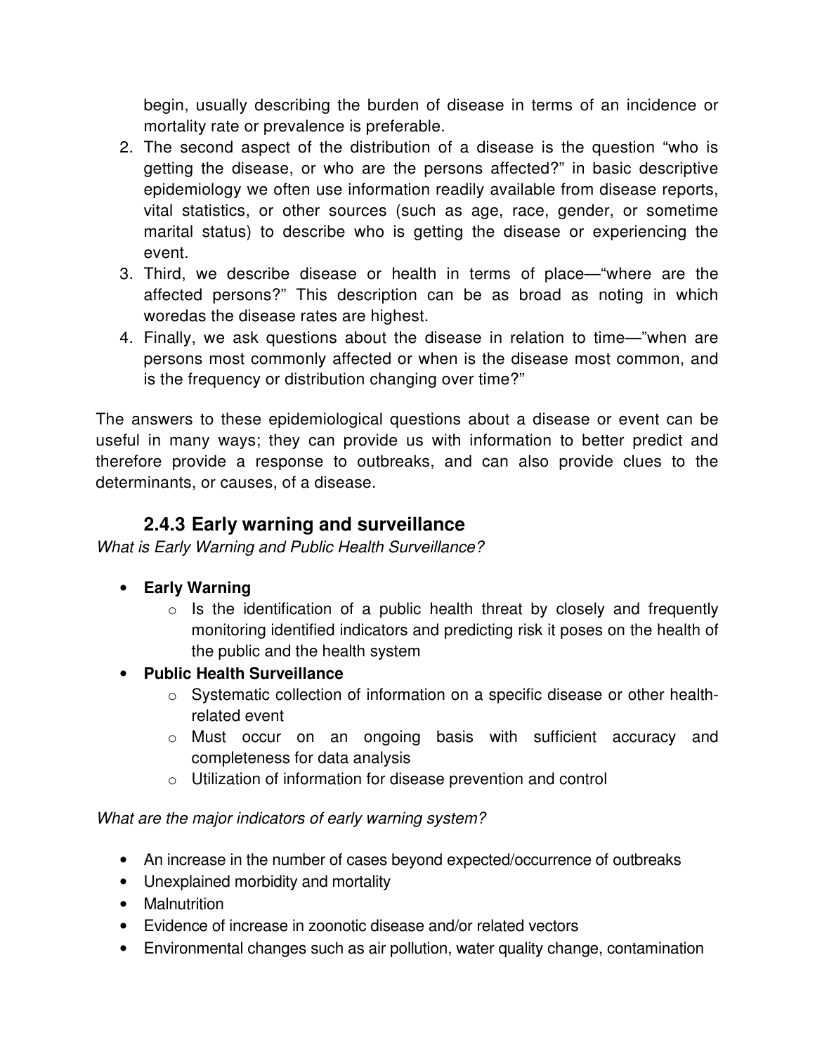begin, usually describing the burden of disease in terms of an incidence or mortality rate or prevalence is preferable.

2. The second aspect of the distribution of a disease is the question "who is getting the disease, or who are the persons affected?" in basic descriptive epidemiology we often use information readily available from disease reports, vital statistics, or other sources (such as age, race, gender, or sometime marital status) to describe who is getting the disease or experiencing the event.
3. Third, we describe disease or health in terms of place—"where are the affected persons?" This description can be as broad as noting in which woredas the disease rates are highest.
4. Finally, we ask questions about the disease in relation to time—"when are persons most commonly affected or when is the disease most common, and is the frequency or distribution changing over time?"

The answers to these epidemiological questions about a disease or event can be useful in many ways; they can provide us with information to better predict and therefore provide a response to outbreaks, and can also provide clues to the determinants, or causes, of a disease.

### 2.4.3 Early warning and surveillance

*What is Early Warning and Public Health Surveillance?*

- **Early Warning**
  - Is the identification of a public health threat by closely and frequently monitoring identified indicators and predicting risk it poses on the health of the public and the health system
- **Public Health Surveillance**
  - Systematic collection of information on a specific disease or other health-related event
  - Must occur on an ongoing basis with sufficient accuracy and completeness for data analysis
  - Utilization of information for disease prevention and control

*What are the major indicators of early warning system?*

- An increase in the number of cases beyond expected/occurrence of outbreaks
- Unexplained morbidity and mortality
- Malnutrition
- Evidence of increase in zoonotic disease and/or related vectors
- Environmental changes such as air pollution, water quality change, contamination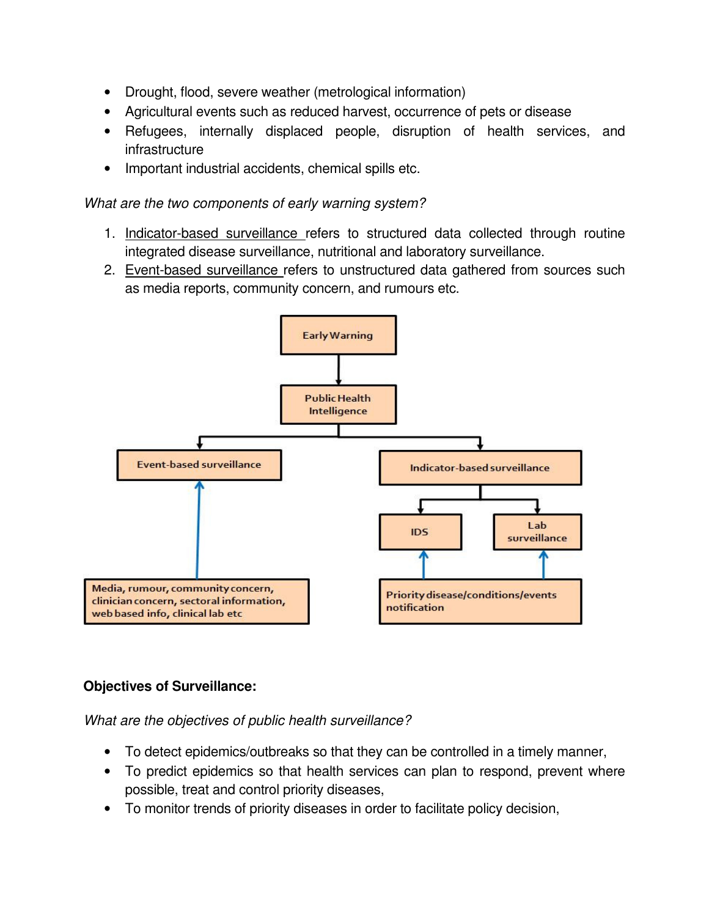- Drought, flood, severe weather (metrological information)
- Agricultural events such as reduced harvest, occurrence of pets or disease
- Refugees, internally displaced people, disruption of health services, and infrastructure
- Important industrial accidents, chemical spills etc.

*What are the two components of early warning system?*

1. Indicator-based surveillance refers to structured data collected through routine integrated disease surveillance, nutritional and laboratory surveillance.
2. Event-based surveillance refers to unstructured data gathered from sources such as media reports, community concern, and rumours etc.

Early Warning

Public Health Intelligence

Event-based surveillance

Indicator-based surveillance

IDS

Lab surveillance

Media, rumour, community concern, clinician concern, sectoral information, web based info, clinical lab etc

Priority disease/conditions/events notification

**Objectives of Surveillance:**

*What are the objectives of public health surveillance?*

- To detect epidemics/outbreaks so that they can be controlled in a timely manner,
- To predict epidemics so that health services can plan to respond, prevent where possible, treat and control priority diseases,
- To monitor trends of priority diseases in order to facilitate policy decision,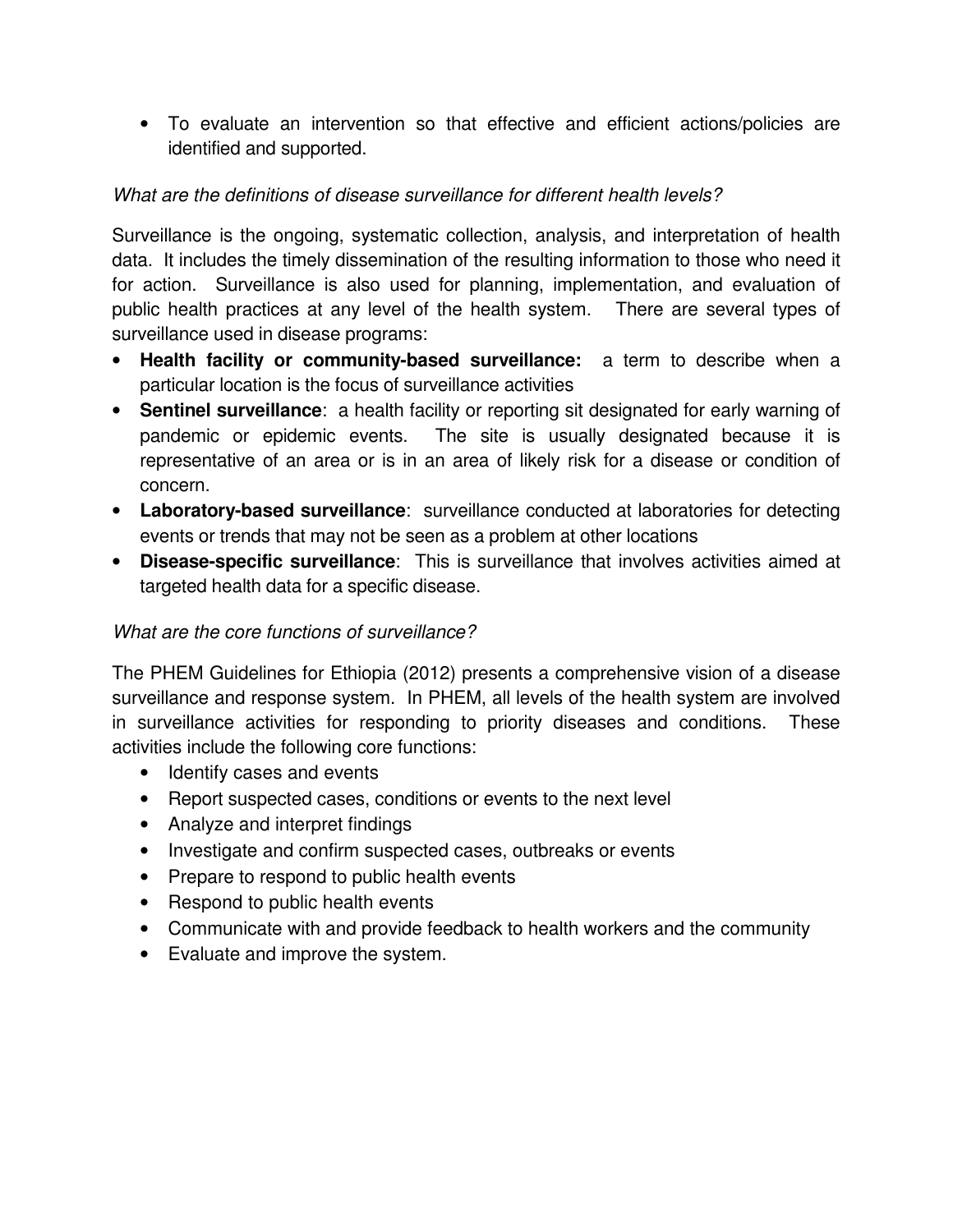- To evaluate an intervention so that effective and efficient actions/policies are identified and supported.

*What are the definitions of disease surveillance for different health levels?*

Surveillance is the ongoing, systematic collection, analysis, and interpretation of health data. It includes the timely dissemination of the resulting information to those who need it for action. Surveillance is also used for planning, implementation, and evaluation of public health practices at any level of the health system. There are several types of surveillance used in disease programs:

- **Health facility or community-based surveillance:** a term to describe when a particular location is the focus of surveillance activities
- **Sentinel surveillance**: a health facility or reporting sit designated for early warning of pandemic or epidemic events. The site is usually designated because it is representative of an area or is in an area of likely risk for a disease or condition of concern.
- **Laboratory-based surveillance**: surveillance conducted at laboratories for detecting events or trends that may not be seen as a problem at other locations
- **Disease-specific surveillance**: This is surveillance that involves activities aimed at targeted health data for a specific disease.

*What are the core functions of surveillance?*

The PHEM Guidelines for Ethiopia (2012) presents a comprehensive vision of a disease surveillance and response system. In PHEM, all levels of the health system are involved in surveillance activities for responding to priority diseases and conditions. These activities include the following core functions:

- Identify cases and events
- Report suspected cases, conditions or events to the next level
- Analyze and interpret findings
- Investigate and confirm suspected cases, outbreaks or events
- Prepare to respond to public health events
- Respond to public health events
- Communicate with and provide feedback to health workers and the community
- Evaluate and improve the system.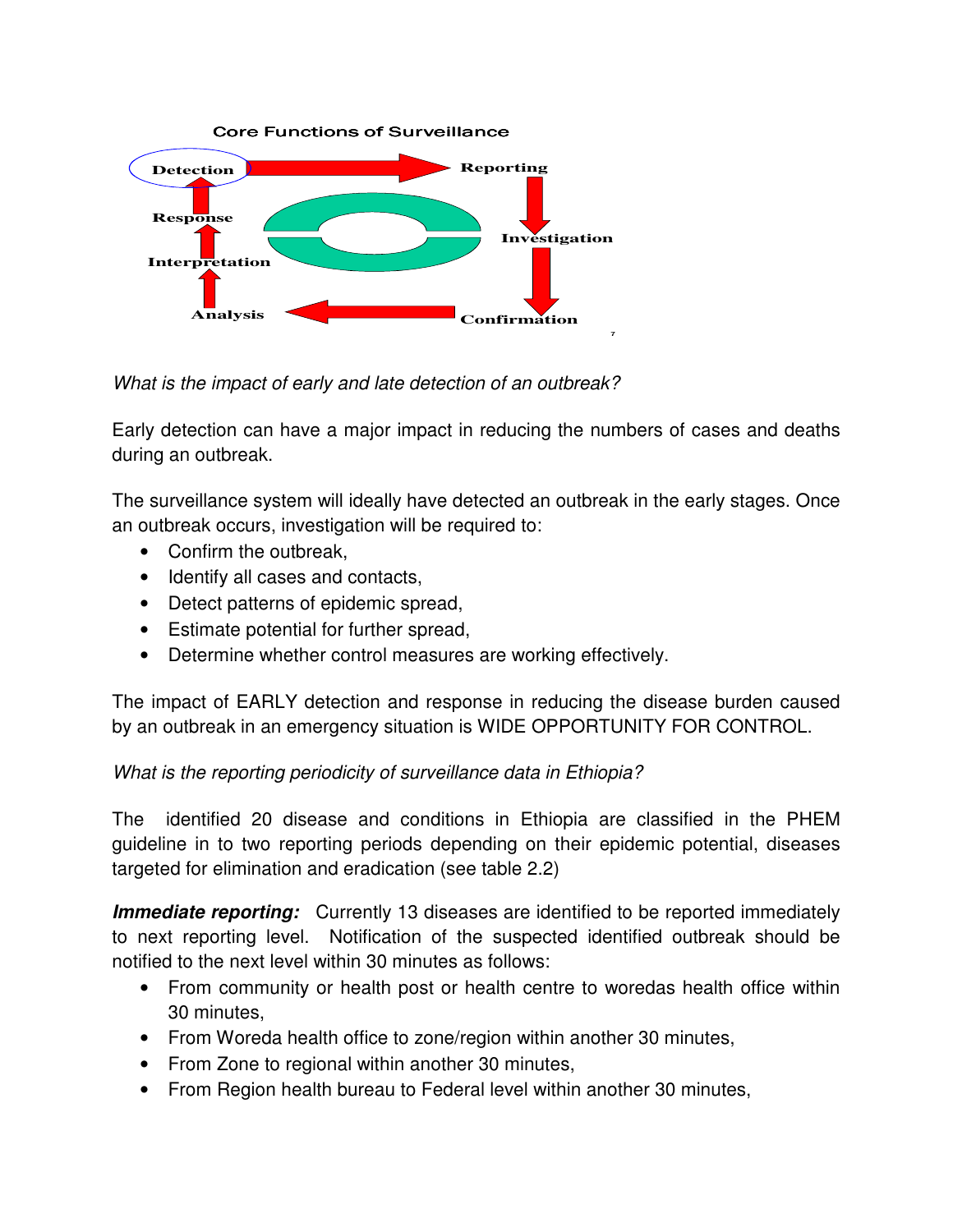Core Functions of Surveillance

Detection → Reporting → Investigation → Confirmation → Analysis → Interpretation → Response → Detection

*What is the impact of early and late detection of an outbreak?*

Early detection can have a major impact in reducing the numbers of cases and deaths during an outbreak.

The surveillance system will ideally have detected an outbreak in the early stages. Once an outbreak occurs, investigation will be required to:

- Confirm the outbreak,
- Identify all cases and contacts,
- Detect patterns of epidemic spread,
- Estimate potential for further spread,
- Determine whether control measures are working effectively.

The impact of EARLY detection and response in reducing the disease burden caused by an outbreak in an emergency situation is WIDE OPPORTUNITY FOR CONTROL.

*What is the reporting periodicity of surveillance data in Ethiopia?*

The identified 20 disease and conditions in Ethiopia are classified in the PHEM guideline in to two reporting periods depending on their epidemic potential, diseases targeted for elimination and eradication (see table 2.2)

***Immediate reporting:*** Currently 13 diseases are identified to be reported immediately to next reporting level. Notification of the suspected identified outbreak should be notified to the next level within 30 minutes as follows:

- From community or health post or health centre to woredas health office within 30 minutes,
- From Woreda health office to zone/region within another 30 minutes,
- From Zone to regional within another 30 minutes,
- From Region health bureau to Federal level within another 30 minutes,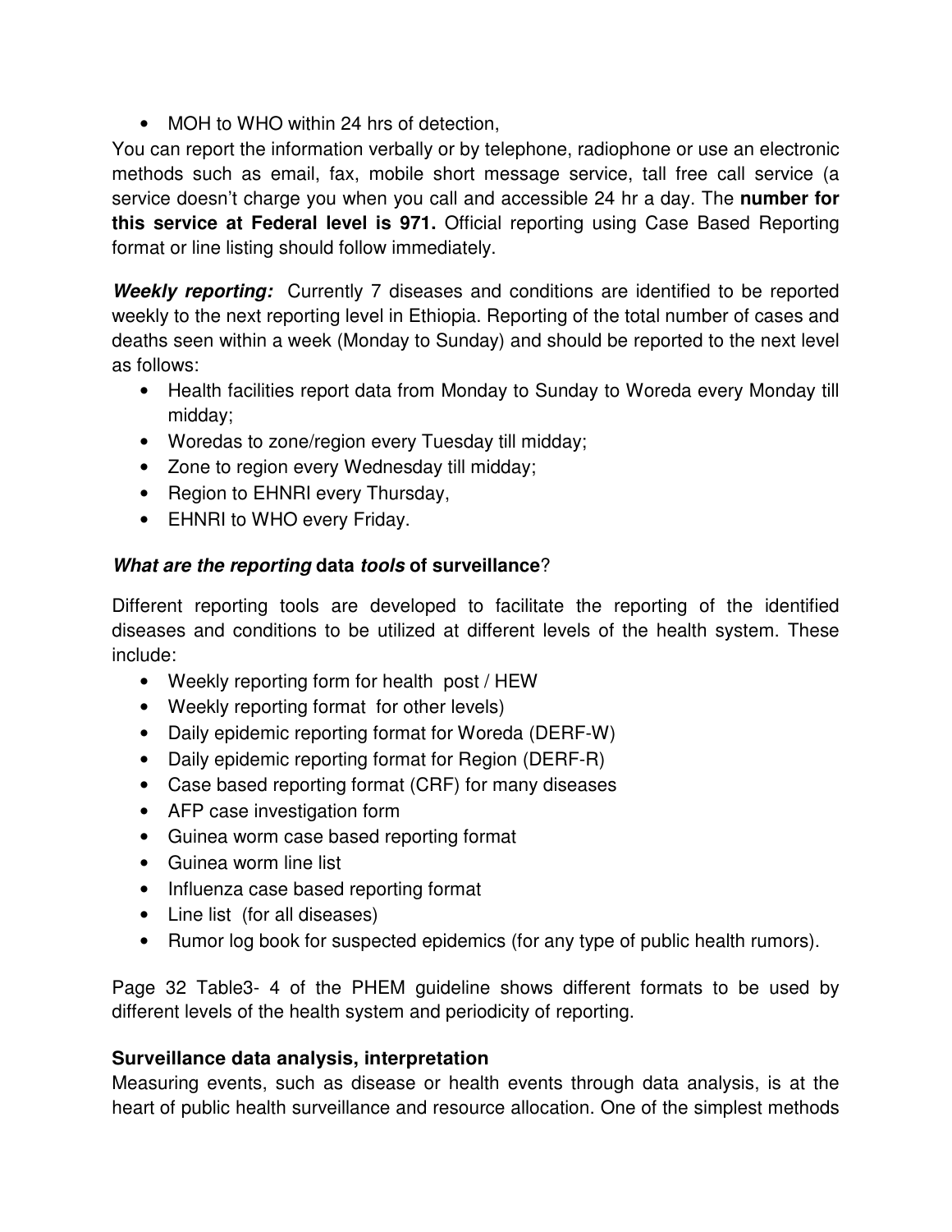- MOH to WHO within 24 hrs of detection,

You can report the information verbally or by telephone, radiophone or use an electronic methods such as email, fax, mobile short message service, tall free call service (a service doesn't charge you when you call and accessible 24 hr a day. The **number for this service at Federal level is 971.** Official reporting using Case Based Reporting format or line listing should follow immediately.

***Weekly reporting:*** Currently 7 diseases and conditions are identified to be reported weekly to the next reporting level in Ethiopia. Reporting of the total number of cases and deaths seen within a week (Monday to Sunday) and should be reported to the next level as follows:

- Health facilities report data from Monday to Sunday to Woreda every Monday till midday;
- Woredas to zone/region every Tuesday till midday;
- Zone to region every Wednesday till midday;
- Region to EHNRI every Thursday,
- EHNRI to WHO every Friday.

### ***What are the reporting* data *tools* of surveillance?**

Different reporting tools are developed to facilitate the reporting of the identified diseases and conditions to be utilized at different levels of the health system. These include:

- Weekly reporting form for health post / HEW
- Weekly reporting format for other levels)
- Daily epidemic reporting format for Woreda (DERF-W)
- Daily epidemic reporting format for Region (DERF-R)
- Case based reporting format (CRF) for many diseases
- AFP case investigation form
- Guinea worm case based reporting format
- Guinea worm line list
- Influenza case based reporting format
- Line list (for all diseases)
- Rumor log book for suspected epidemics (for any type of public health rumors).

Page 32 Table3- 4 of the PHEM guideline shows different formats to be used by different levels of the health system and periodicity of reporting.

### **Surveillance data analysis, interpretation**

Measuring events, such as disease or health events through data analysis, is at the heart of public health surveillance and resource allocation. One of the simplest methods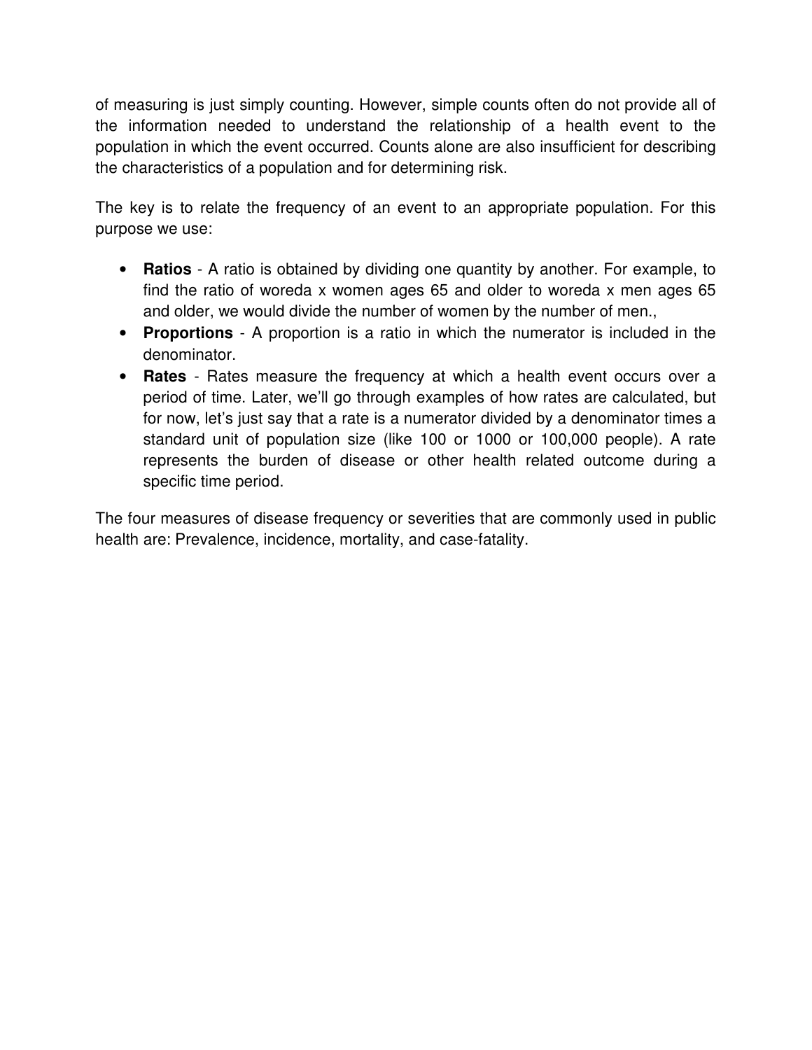of measuring is just simply counting. However, simple counts often do not provide all of the information needed to understand the relationship of a health event to the population in which the event occurred. Counts alone are also insufficient for describing the characteristics of a population and for determining risk.

The key is to relate the frequency of an event to an appropriate population. For this purpose we use:

- **Ratios** - A ratio is obtained by dividing one quantity by another. For example, to find the ratio of woreda x women ages 65 and older to woreda x men ages 65 and older, we would divide the number of women by the number of men.,
- **Proportions** - A proportion is a ratio in which the numerator is included in the denominator.
- **Rates** - Rates measure the frequency at which a health event occurs over a period of time. Later, we'll go through examples of how rates are calculated, but for now, let's just say that a rate is a numerator divided by a denominator times a standard unit of population size (like 100 or 1000 or 100,000 people). A rate represents the burden of disease or other health related outcome during a specific time period.

The four measures of disease frequency or severities that are commonly used in public health are: Prevalence, incidence, mortality, and case-fatality.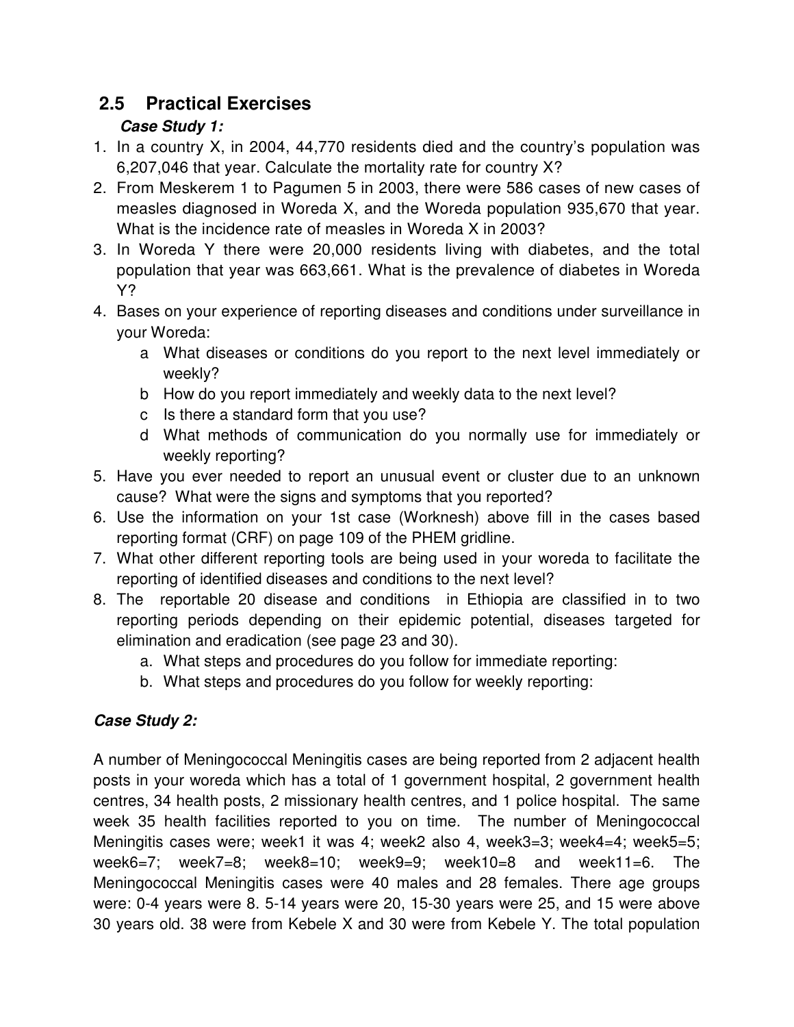## 2.5 Practical Exercises

***Case Study 1:***

1. In a country X, in 2004, 44,770 residents died and the country's population was 6,207,046 that year. Calculate the mortality rate for country X?
2. From Meskerem 1 to Pagumen 5 in 2003, there were 586 cases of new cases of measles diagnosed in Woreda X, and the Woreda population 935,670 that year. What is the incidence rate of measles in Woreda X in 2003?
3. In Woreda Y there were 20,000 residents living with diabetes, and the total population that year was 663,661. What is the prevalence of diabetes in Woreda Y?
4. Bases on your experience of reporting diseases and conditions under surveillance in your Woreda:
   a What diseases or conditions do you report to the next level immediately or weekly?
   b How do you report immediately and weekly data to the next level?
   c Is there a standard form that you use?
   d What methods of communication do you normally use for immediately or weekly reporting?
5. Have you ever needed to report an unusual event or cluster due to an unknown cause? What were the signs and symptoms that you reported?
6. Use the information on your 1st case (Worknesh) above fill in the cases based reporting format (CRF) on page 109 of the PHEM gridline.
7. What other different reporting tools are being used in your woreda to facilitate the reporting of identified diseases and conditions to the next level?
8. The reportable 20 disease and conditions in Ethiopia are classified in to two reporting periods depending on their epidemic potential, diseases targeted for elimination and eradication (see page 23 and 30).
   a. What steps and procedures do you follow for immediate reporting:
   b. What steps and procedures do you follow for weekly reporting:

***Case Study 2:***

A number of Meningococcal Meningitis cases are being reported from 2 adjacent health posts in your woreda which has a total of 1 government hospital, 2 government health centres, 34 health posts, 2 missionary health centres, and 1 police hospital. The same week 35 health facilities reported to you on time. The number of Meningococcal Meningitis cases were; week1 it was 4; week2 also 4, week3=3; week4=4; week5=5; week6=7; week7=8; week8=10; week9=9; week10=8 and week11=6. The Meningococcal Meningitis cases were 40 males and 28 females. There age groups were: 0-4 years were 8. 5-14 years were 20, 15-30 years were 25, and 15 were above 30 years old. 38 were from Kebele X and 30 were from Kebele Y. The total population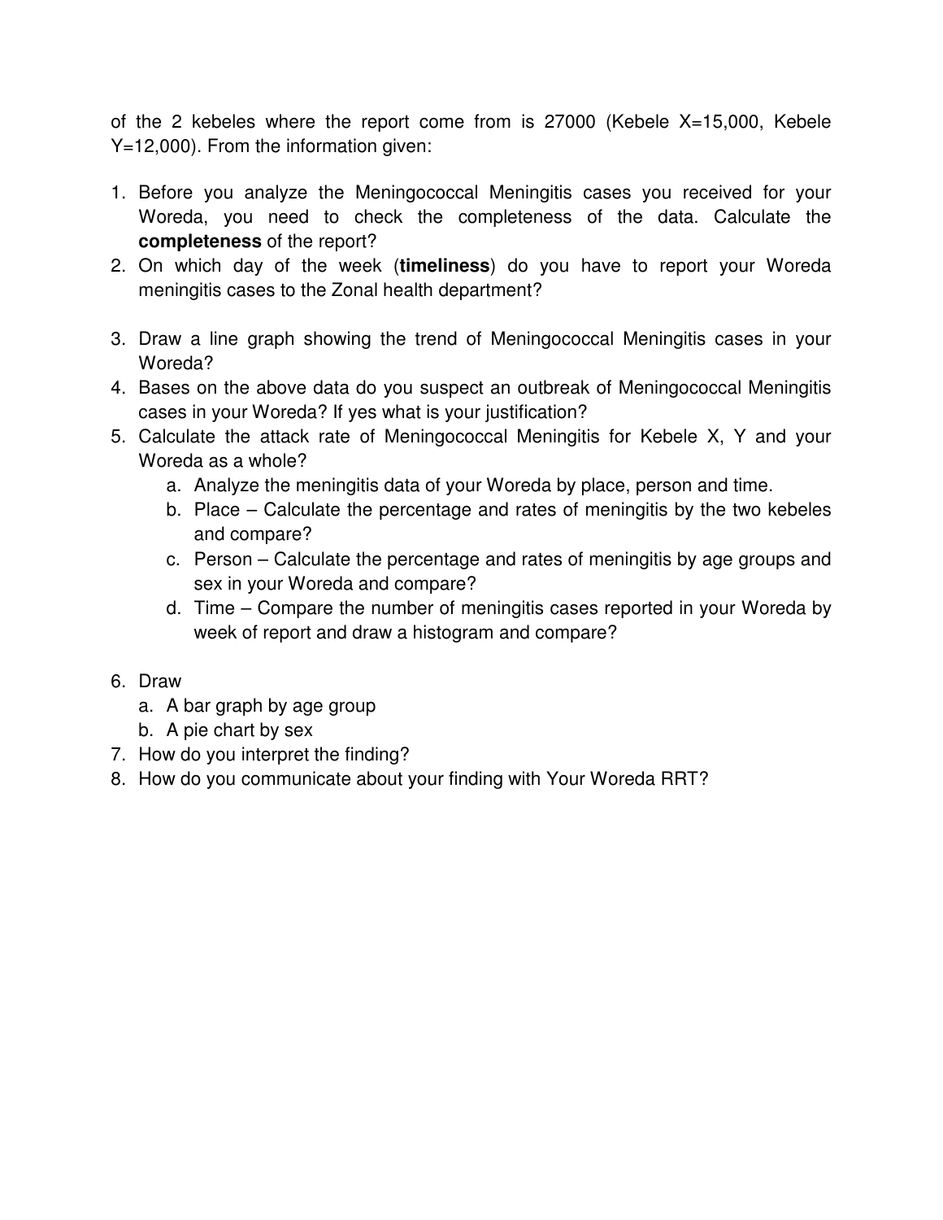of the 2 kebeles where the report come from is 27000 (Kebele X=15,000, Kebele Y=12,000). From the information given:

1. Before you analyze the Meningococcal Meningitis cases you received for your Woreda, you need to check the completeness of the data. Calculate the **completeness** of the report?
2. On which day of the week (**timeliness**) do you have to report your Woreda meningitis cases to the Zonal health department?
3. Draw a line graph showing the trend of Meningococcal Meningitis cases in your Woreda?
4. Bases on the above data do you suspect an outbreak of Meningococcal Meningitis cases in your Woreda? If yes what is your justification?
5. Calculate the attack rate of Meningococcal Meningitis for Kebele X, Y and your Woreda as a whole?
   a. Analyze the meningitis data of your Woreda by place, person and time.
   b. Place – Calculate the percentage and rates of meningitis by the two kebeles and compare?
   c. Person – Calculate the percentage and rates of meningitis by age groups and sex in your Woreda and compare?
   d. Time – Compare the number of meningitis cases reported in your Woreda by week of report and draw a histogram and compare?
6. Draw
   a. A bar graph by age group
   b. A pie chart by sex
7. How do you interpret the finding?
8. How do you communicate about your finding with Your Woreda RRT?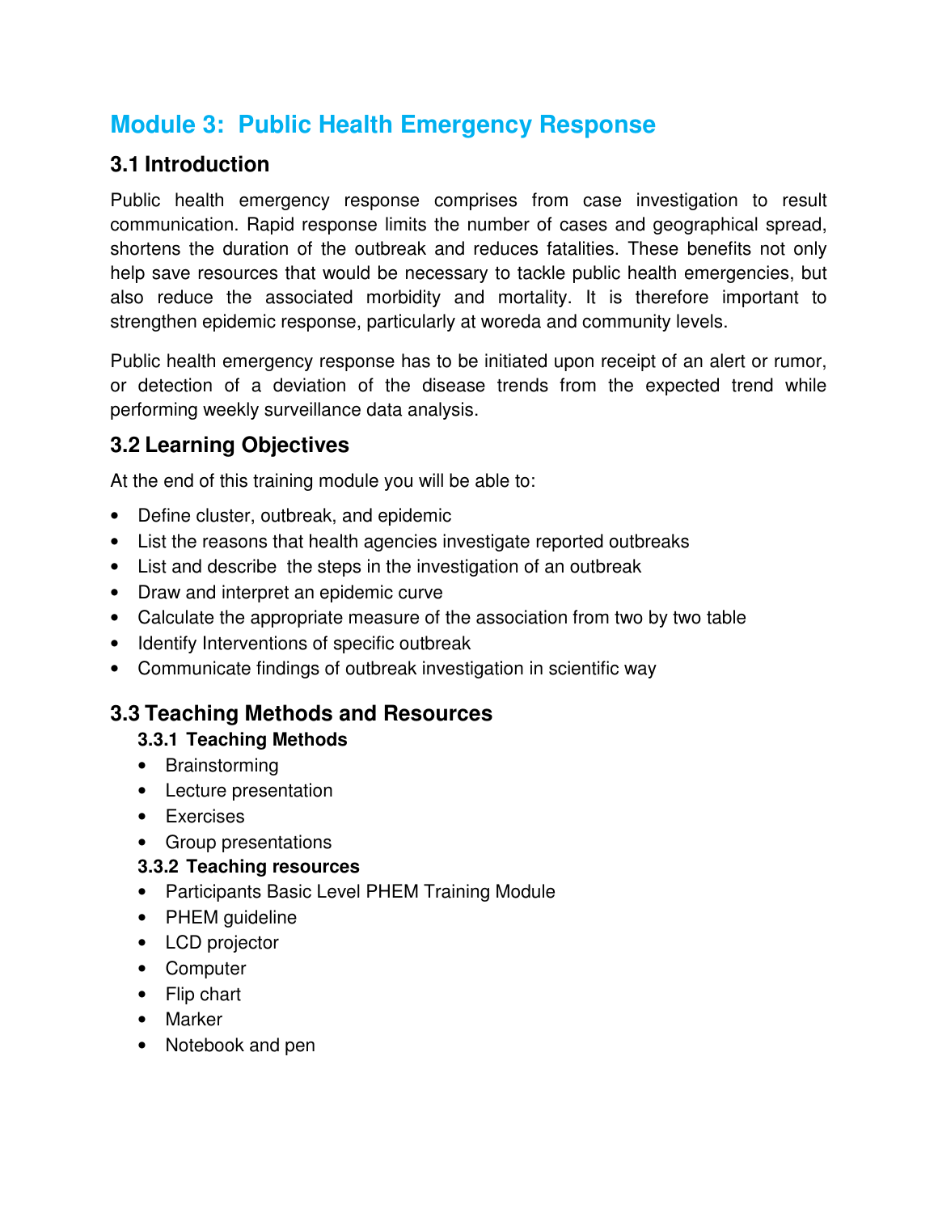# Module 3: Public Health Emergency Response

## 3.1 Introduction

Public health emergency response comprises from case investigation to result communication. Rapid response limits the number of cases and geographical spread, shortens the duration of the outbreak and reduces fatalities. These benefits not only help save resources that would be necessary to tackle public health emergencies, but also reduce the associated morbidity and mortality. It is therefore important to strengthen epidemic response, particularly at woreda and community levels.

Public health emergency response has to be initiated upon receipt of an alert or rumor, or detection of a deviation of the disease trends from the expected trend while performing weekly surveillance data analysis.

## 3.2 Learning Objectives

At the end of this training module you will be able to:

- Define cluster, outbreak, and epidemic
- List the reasons that health agencies investigate reported outbreaks
- List and describe the steps in the investigation of an outbreak
- Draw and interpret an epidemic curve
- Calculate the appropriate measure of the association from two by two table
- Identify Interventions of specific outbreak
- Communicate findings of outbreak investigation in scientific way

## 3.3 Teaching Methods and Resources

### 3.3.1 Teaching Methods

- Brainstorming
- Lecture presentation
- Exercises
- Group presentations

### 3.3.2 Teaching resources

- Participants Basic Level PHEM Training Module
- PHEM guideline
- LCD projector
- Computer
- Flip chart
- Marker
- Notebook and pen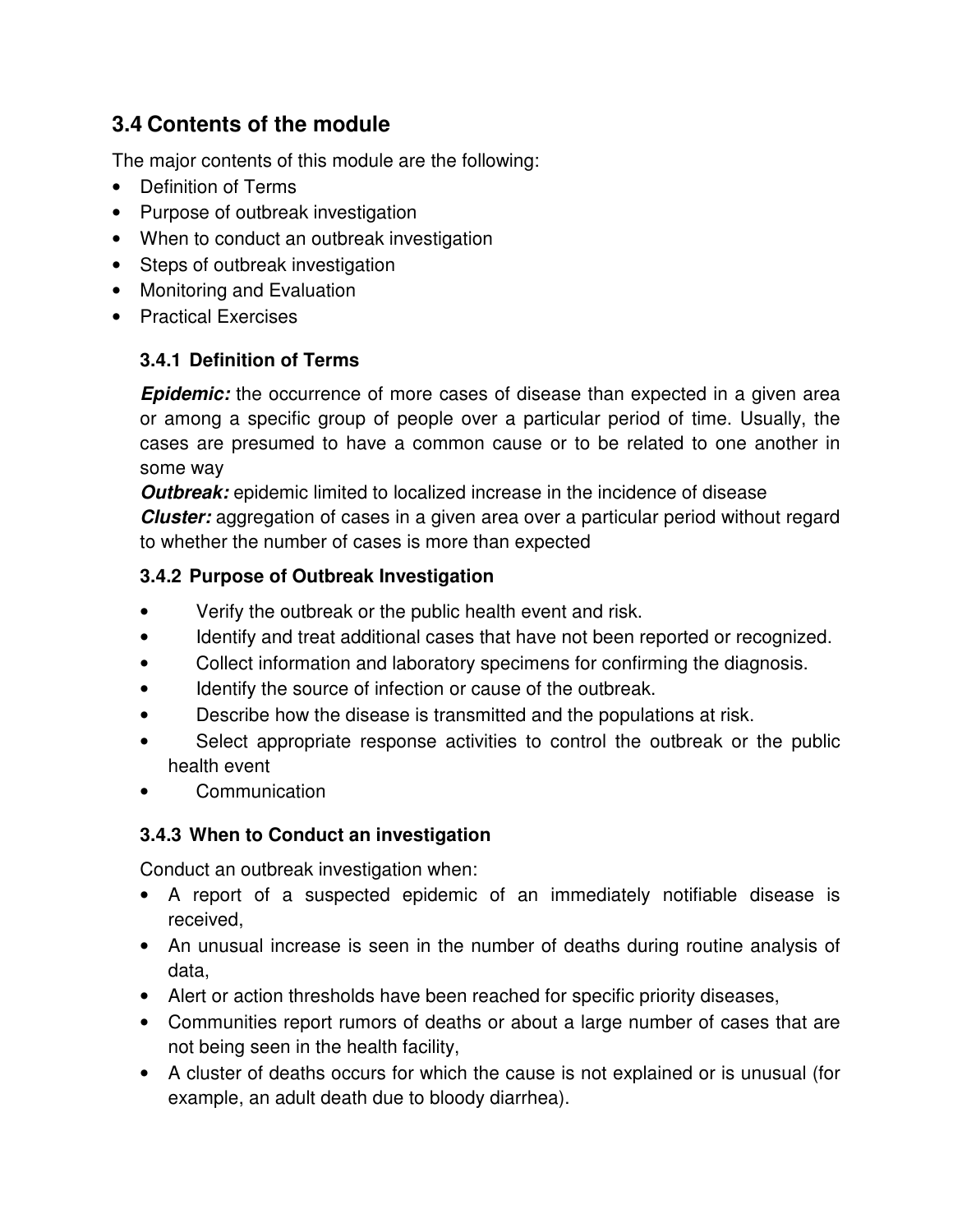## 3.4 Contents of the module

The major contents of this module are the following:

- Definition of Terms
- Purpose of outbreak investigation
- When to conduct an outbreak investigation
- Steps of outbreak investigation
- Monitoring and Evaluation
- Practical Exercises

### 3.4.1 Definition of Terms

***Epidemic:*** the occurrence of more cases of disease than expected in a given area or among a specific group of people over a particular period of time. Usually, the cases are presumed to have a common cause or to be related to one another in some way

***Outbreak:*** epidemic limited to localized increase in the incidence of disease

***Cluster:*** aggregation of cases in a given area over a particular period without regard to whether the number of cases is more than expected

### 3.4.2 Purpose of Outbreak Investigation

- Verify the outbreak or the public health event and risk.
- Identify and treat additional cases that have not been reported or recognized.
- Collect information and laboratory specimens for confirming the diagnosis.
- Identify the source of infection or cause of the outbreak.
- Describe how the disease is transmitted and the populations at risk.
- Select appropriate response activities to control the outbreak or the public health event
- Communication

### 3.4.3 When to Conduct an investigation

Conduct an outbreak investigation when:

- A report of a suspected epidemic of an immediately notifiable disease is received,
- An unusual increase is seen in the number of deaths during routine analysis of data,
- Alert or action thresholds have been reached for specific priority diseases,
- Communities report rumors of deaths or about a large number of cases that are not being seen in the health facility,
- A cluster of deaths occurs for which the cause is not explained or is unusual (for example, an adult death due to bloody diarrhea).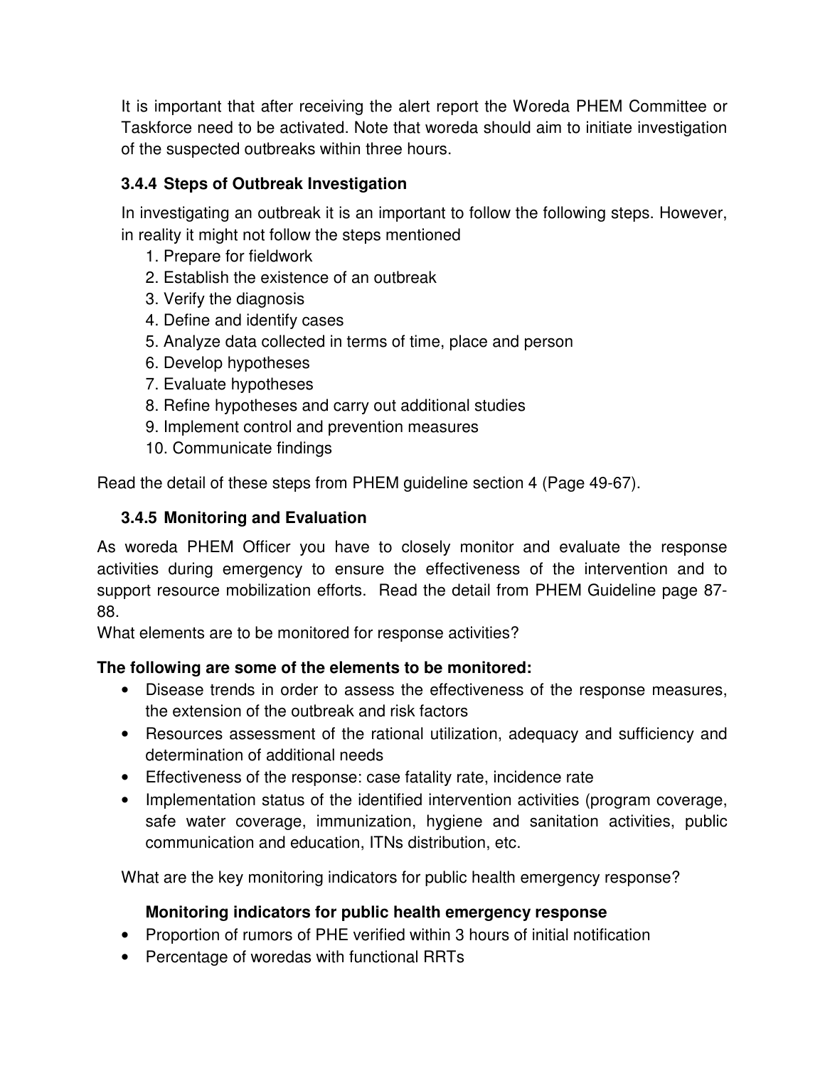It is important that after receiving the alert report the Woreda PHEM Committee or Taskforce need to be activated. Note that woreda should aim to initiate investigation of the suspected outbreaks within three hours.

### 3.4.4 Steps of Outbreak Investigation

In investigating an outbreak it is an important to follow the following steps. However, in reality it might not follow the steps mentioned

1. Prepare for fieldwork
2. Establish the existence of an outbreak
3. Verify the diagnosis
4. Define and identify cases
5. Analyze data collected in terms of time, place and person
6. Develop hypotheses
7. Evaluate hypotheses
8. Refine hypotheses and carry out additional studies
9. Implement control and prevention measures
10. Communicate findings

Read the detail of these steps from PHEM guideline section 4 (Page 49-67).

### 3.4.5 Monitoring and Evaluation

As woreda PHEM Officer you have to closely monitor and evaluate the response activities during emergency to ensure the effectiveness of the intervention and to support resource mobilization efforts. Read the detail from PHEM Guideline page 87-88.

What elements are to be monitored for response activities?

**The following are some of the elements to be monitored:**

- Disease trends in order to assess the effectiveness of the response measures, the extension of the outbreak and risk factors
- Resources assessment of the rational utilization, adequacy and sufficiency and determination of additional needs
- Effectiveness of the response: case fatality rate, incidence rate
- Implementation status of the identified intervention activities (program coverage, safe water coverage, immunization, hygiene and sanitation activities, public communication and education, ITNs distribution, etc.

What are the key monitoring indicators for public health emergency response?

**Monitoring indicators for public health emergency response**

- Proportion of rumors of PHE verified within 3 hours of initial notification
- Percentage of woredas with functional RRTs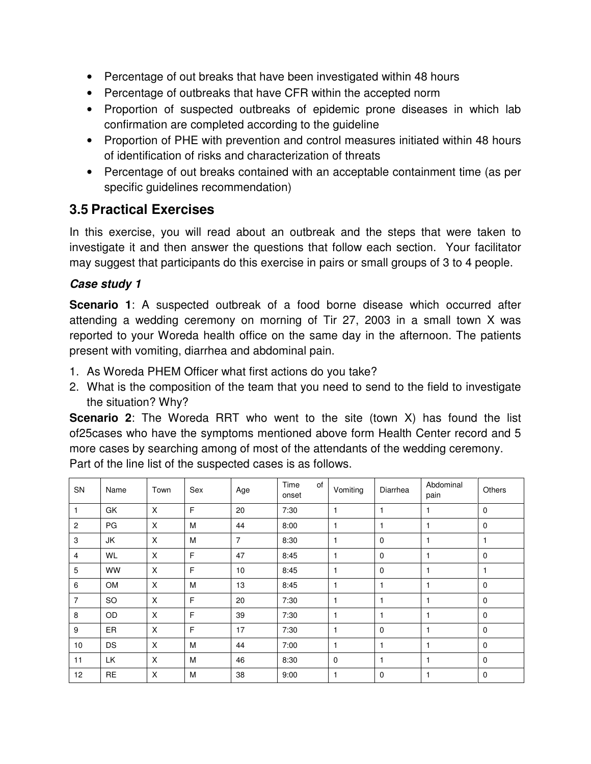- Percentage of out breaks that have been investigated within 48 hours
- Percentage of outbreaks that have CFR within the accepted norm
- Proportion of suspected outbreaks of epidemic prone diseases in which lab confirmation are completed according to the guideline
- Proportion of PHE with prevention and control measures initiated within 48 hours of identification of risks and characterization of threats
- Percentage of out breaks contained with an acceptable containment time (as per specific guidelines recommendation)

## 3.5 Practical Exercises

In this exercise, you will read about an outbreak and the steps that were taken to investigate it and then answer the questions that follow each section. Your facilitator may suggest that participants do this exercise in pairs or small groups of 3 to 4 people.

### *Case study 1*

**Scenario 1**: A suspected outbreak of a food borne disease which occurred after attending a wedding ceremony on morning of Tir 27, 2003 in a small town X was reported to your Woreda health office on the same day in the afternoon. The patients present with vomiting, diarrhea and abdominal pain.

1. As Woreda PHEM Officer what first actions do you take?
2. What is the composition of the team that you need to send to the field to investigate the situation? Why?

**Scenario 2**: The Woreda RRT who went to the site (town X) has found the list of25cases who have the symptoms mentioned above form Health Center record and 5 more cases by searching among of most of the attendants of the wedding ceremony. Part of the line list of the suspected cases is as follows.

| SN | Name | Town | Sex | Age | Time of onset | Vomiting | Diarrhea | Abdominal pain | Others |
|---|---|---|---|---|---|---|---|---|---|
| 1 | GK | X | F | 20 | 7:30 | 1 | 1 | 1 | 0 |
| 2 | PG | X | M | 44 | 8:00 | 1 | 1 | 1 | 0 |
| 3 | JK | X | M | 7 | 8:30 | 1 | 0 | 1 | 1 |
| 4 | WL | X | F | 47 | 8:45 | 1 | 0 | 1 | 0 |
| 5 | WW | X | F | 10 | 8:45 | 1 | 0 | 1 | 1 |
| 6 | OM | X | M | 13 | 8:45 | 1 | 1 | 1 | 0 |
| 7 | SO | X | F | 20 | 7:30 | 1 | 1 | 1 | 0 |
| 8 | OD | X | F | 39 | 7:30 | 1 | 1 | 1 | 0 |
| 9 | ER | X | F | 17 | 7:30 | 1 | 0 | 1 | 0 |
| 10 | DS | X | M | 44 | 7:00 | 1 | 1 | 1 | 0 |
| 11 | LK | X | M | 46 | 8:30 | 0 | 1 | 1 | 0 |
| 12 | RE | X | M | 38 | 9:00 | 1 | 0 | 1 | 0 |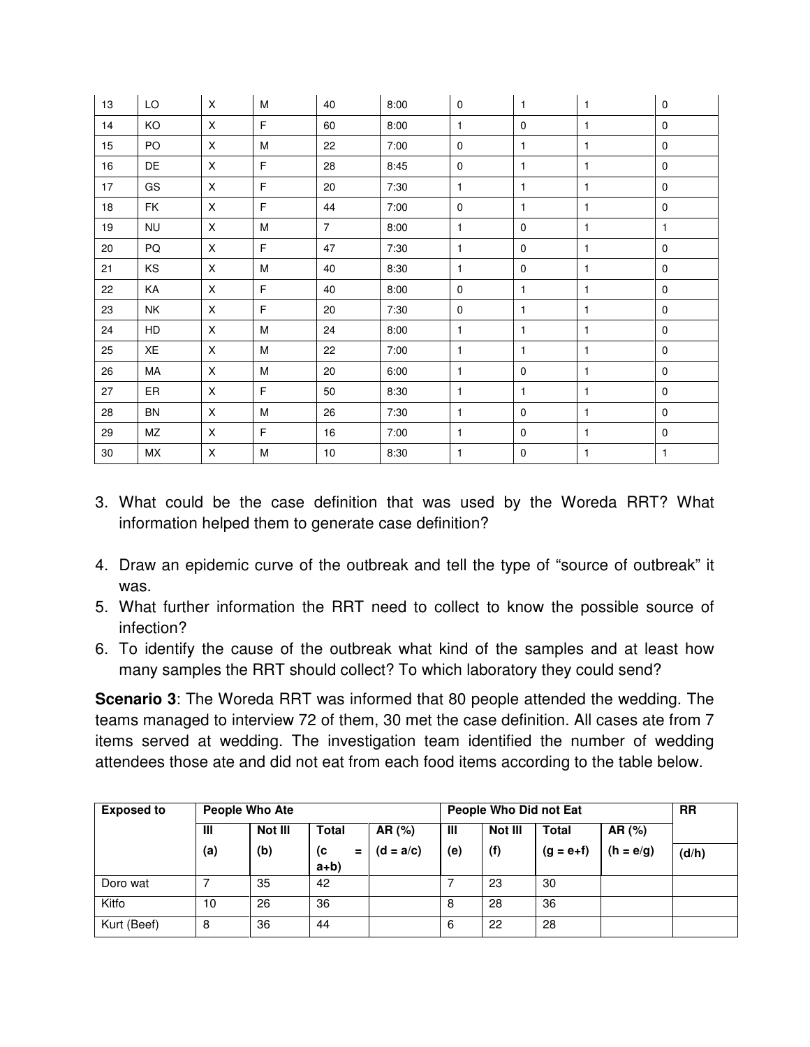| 13 | LO | X | M | 40 | 8:00 | 0 | 1 | 1 | 0 |
|---|---|---|---|---|---|---|---|---|---|
| 14 | KO | X | F | 60 | 8:00 | 1 | 0 | 1 | 0 |
| 15 | PO | X | M | 22 | 7:00 | 0 | 1 | 1 | 0 |
| 16 | DE | X | F | 28 | 8:45 | 0 | 1 | 1 | 0 |
| 17 | GS | X | F | 20 | 7:30 | 1 | 1 | 1 | 0 |
| 18 | FK | X | F | 44 | 7:00 | 0 | 1 | 1 | 0 |
| 19 | NU | X | M | 7 | 8:00 | 1 | 0 | 1 | 1 |
| 20 | PQ | X | F | 47 | 7:30 | 1 | 0 | 1 | 0 |
| 21 | KS | X | M | 40 | 8:30 | 1 | 0 | 1 | 0 |
| 22 | KA | X | F | 40 | 8:00 | 0 | 1 | 1 | 0 |
| 23 | NK | X | F | 20 | 7:30 | 0 | 1 | 1 | 0 |
| 24 | HD | X | M | 24 | 8:00 | 1 | 1 | 1 | 0 |
| 25 | XE | X | M | 22 | 7:00 | 1 | 1 | 1 | 0 |
| 26 | MA | X | M | 20 | 6:00 | 1 | 0 | 1 | 0 |
| 27 | ER | X | F | 50 | 8:30 | 1 | 1 | 1 | 0 |
| 28 | BN | X | M | 26 | 7:30 | 1 | 0 | 1 | 0 |
| 29 | MZ | X | F | 16 | 7:00 | 1 | 0 | 1 | 0 |
| 30 | MX | X | M | 10 | 8:30 | 1 | 0 | 1 | 1 |

3. What could be the case definition that was used by the Woreda RRT? What information helped them to generate case definition?
4. Draw an epidemic curve of the outbreak and tell the type of "source of outbreak" it was.
5. What further information the RRT need to collect to know the possible source of infection?
6. To identify the cause of the outbreak what kind of the samples and at least how many samples the RRT should collect? To which laboratory they could send?

**Scenario 3**: The Woreda RRT was informed that 80 people attended the wedding. The teams managed to interview 72 of them, 30 met the case definition. All cases ate from 7 items served at wedding. The investigation team identified the number of wedding attendees those ate and did not eat from each food items according to the table below.

| Exposed to | People Who Ate | | | | People Who Did not Eat | | | | RR |
|---|---|---|---|---|---|---|---|---|---|
| | Ill (a) | Not Ill (b) | Total (c = a+b) | AR (%) (d = a/c) | Ill (e) | Not Ill (f) | Total (g = e+f) | AR (%) (h = e/g) | (d/h) |
| Doro wat | 7 | 35 | 42 | | 7 | 23 | 30 | | |
| Kitfo | 10 | 26 | 36 | | 8 | 28 | 36 | | |
| Kurt (Beef) | 8 | 36 | 44 | | 6 | 22 | 28 | | |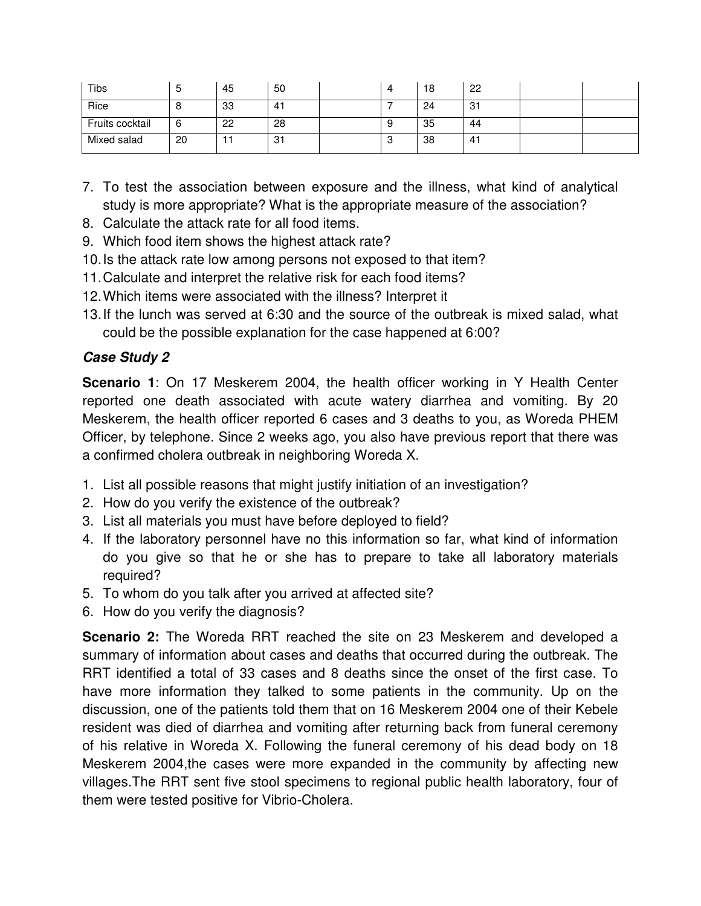| Tibs | 5 | 45 | 50 | | 4 | 18 | 22 | | |
|---|---|---|---|---|---|---|---|---|---|
| Rice | 8 | 33 | 41 | | 7 | 24 | 31 | | |
| Fruits cocktail | 6 | 22 | 28 | | 9 | 35 | 44 | | |
| Mixed salad | 20 | 11 | 31 | | 3 | 38 | 41 | | |

7. To test the association between exposure and the illness, what kind of analytical study is more appropriate? What is the appropriate measure of the association?
8. Calculate the attack rate for all food items.
9. Which food item shows the highest attack rate?
10. Is the attack rate low among persons not exposed to that item?
11. Calculate and interpret the relative risk for each food items?
12. Which items were associated with the illness? Interpret it
13. If the lunch was served at 6:30 and the source of the outbreak is mixed salad, what could be the possible explanation for the case happened at 6:00?

### *Case Study 2*

**Scenario 1**: On 17 Meskerem 2004, the health officer working in Y Health Center reported one death associated with acute watery diarrhea and vomiting. By 20 Meskerem, the health officer reported 6 cases and 3 deaths to you, as Woreda PHEM Officer, by telephone. Since 2 weeks ago, you also have previous report that there was a confirmed cholera outbreak in neighboring Woreda X.

1. List all possible reasons that might justify initiation of an investigation?
2. How do you verify the existence of the outbreak?
3. List all materials you must have before deployed to field?
4. If the laboratory personnel have no this information so far, what kind of information do you give so that he or she has to prepare to take all laboratory materials required?
5. To whom do you talk after you arrived at affected site?
6. How do you verify the diagnosis?

**Scenario 2:** The Woreda RRT reached the site on 23 Meskerem and developed a summary of information about cases and deaths that occurred during the outbreak. The RRT identified a total of 33 cases and 8 deaths since the onset of the first case. To have more information they talked to some patients in the community. Up on the discussion, one of the patients told them that on 16 Meskerem 2004 one of their Kebele resident was died of diarrhea and vomiting after returning back from funeral ceremony of his relative in Woreda X. Following the funeral ceremony of his dead body on 18 Meskerem 2004,the cases were more expanded in the community by affecting new villages.The RRT sent five stool specimens to regional public health laboratory, four of them were tested positive for Vibrio-Cholera.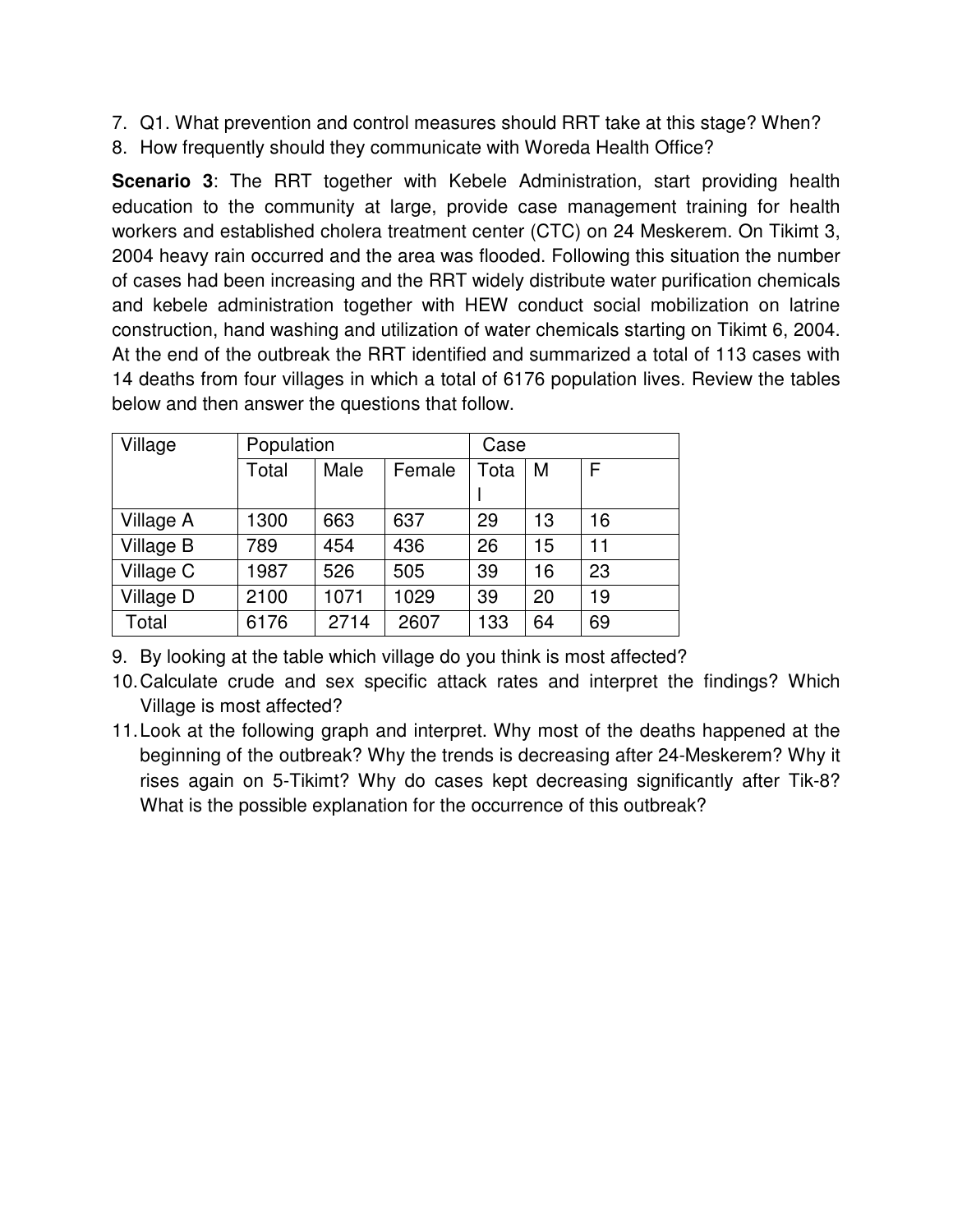7. Q1. What prevention and control measures should RRT take at this stage? When?
8. How frequently should they communicate with Woreda Health Office?

**Scenario 3**: The RRT together with Kebele Administration, start providing health education to the community at large, provide case management training for health workers and established cholera treatment center (CTC) on 24 Meskerem. On Tikimt 3, 2004 heavy rain occurred and the area was flooded. Following this situation the number of cases had been increasing and the RRT widely distribute water purification chemicals and kebele administration together with HEW conduct social mobilization on latrine construction, hand washing and utilization of water chemicals starting on Tikimt 6, 2004. At the end of the outbreak the RRT identified and summarized a total of 113 cases with 14 deaths from four villages in which a total of 6176 population lives. Review the tables below and then answer the questions that follow.

| Village | Population | | | Case | | |
|---|---|---|---|---|---|---|
| | Total | Male | Female | Total | M | F |
| Village A | 1300 | 663 | 637 | 29 | 13 | 16 |
| Village B | 789 | 454 | 436 | 26 | 15 | 11 |
| Village C | 1987 | 526 | 505 | 39 | 16 | 23 |
| Village D | 2100 | 1071 | 1029 | 39 | 20 | 19 |
| Total | 6176 | 2714 | 2607 | 133 | 64 | 69 |

9. By looking at the table which village do you think is most affected?
10. Calculate crude and sex specific attack rates and interpret the findings? Which Village is most affected?
11. Look at the following graph and interpret. Why most of the deaths happened at the beginning of the outbreak? Why the trends is decreasing after 24-Meskerem? Why it rises again on 5-Tikimt? Why do cases kept decreasing significantly after Tik-8? What is the possible explanation for the occurrence of this outbreak?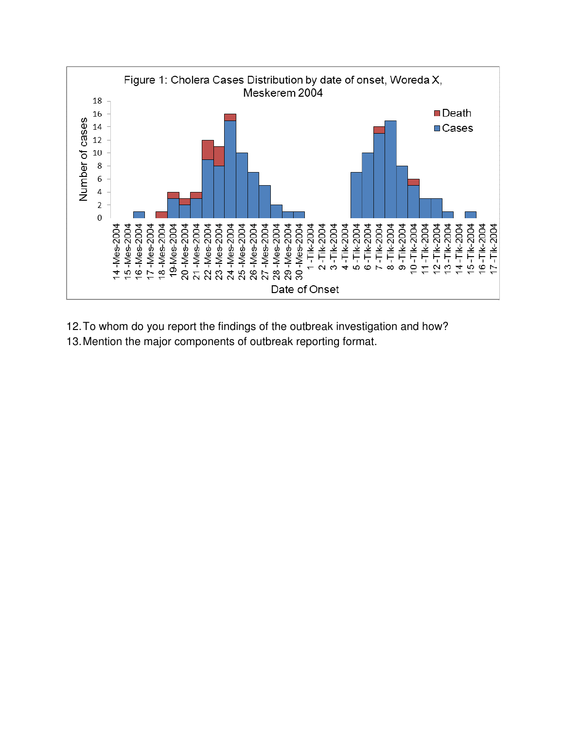Figure 1: Cholera Cases Distribution by date of onset, Woreda X, Meskerem 2004

12. To whom do you report the findings of the outbreak investigation and how?
13. Mention the major components of outbreak reporting format.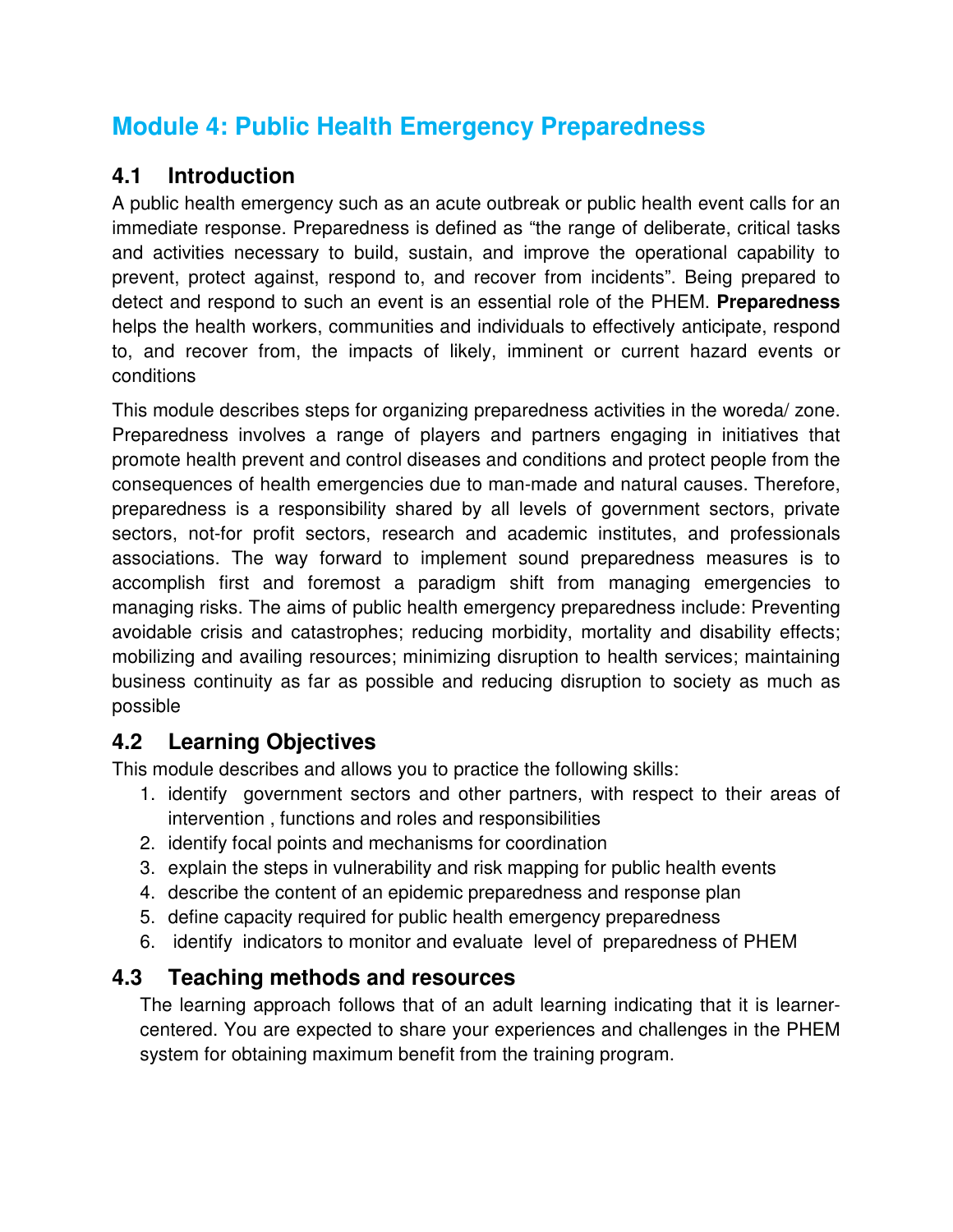# Module 4: Public Health Emergency Preparedness

## 4.1 Introduction

A public health emergency such as an acute outbreak or public health event calls for an immediate response. Preparedness is defined as "the range of deliberate, critical tasks and activities necessary to build, sustain, and improve the operational capability to prevent, protect against, respond to, and recover from incidents". Being prepared to detect and respond to such an event is an essential role of the PHEM. **Preparedness** helps the health workers, communities and individuals to effectively anticipate, respond to, and recover from, the impacts of likely, imminent or current hazard events or conditions

This module describes steps for organizing preparedness activities in the woreda/ zone. Preparedness involves a range of players and partners engaging in initiatives that promote health prevent and control diseases and conditions and protect people from the consequences of health emergencies due to man-made and natural causes. Therefore, preparedness is a responsibility shared by all levels of government sectors, private sectors, not-for profit sectors, research and academic institutes, and professionals associations. The way forward to implement sound preparedness measures is to accomplish first and foremost a paradigm shift from managing emergencies to managing risks. The aims of public health emergency preparedness include: Preventing avoidable crisis and catastrophes; reducing morbidity, mortality and disability effects; mobilizing and availing resources; minimizing disruption to health services; maintaining business continuity as far as possible and reducing disruption to society as much as possible

## 4.2 Learning Objectives

This module describes and allows you to practice the following skills:

1. identify government sectors and other partners, with respect to their areas of intervention , functions and roles and responsibilities
2. identify focal points and mechanisms for coordination
3. explain the steps in vulnerability and risk mapping for public health events
4. describe the content of an epidemic preparedness and response plan
5. define capacity required for public health emergency preparedness
6. identify indicators to monitor and evaluate level of preparedness of PHEM

## 4.3 Teaching methods and resources

The learning approach follows that of an adult learning indicating that it is learner-centered. You are expected to share your experiences and challenges in the PHEM system for obtaining maximum benefit from the training program.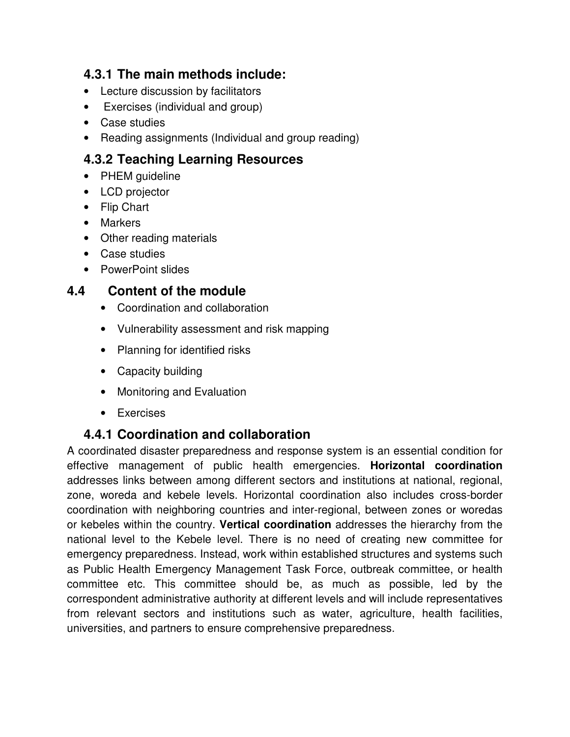### 4.3.1 The main methods include:

- Lecture discussion by facilitators
- Exercises (individual and group)
- Case studies
- Reading assignments (Individual and group reading)

### 4.3.2 Teaching Learning Resources

- PHEM guideline
- LCD projector
- Flip Chart
- Markers
- Other reading materials
- Case studies
- PowerPoint slides

## 4.4 Content of the module

- Coordination and collaboration
- Vulnerability assessment and risk mapping
- Planning for identified risks
- Capacity building
- Monitoring and Evaluation
- Exercises

### 4.4.1 Coordination and collaboration

A coordinated disaster preparedness and response system is an essential condition for effective management of public health emergencies. **Horizontal coordination** addresses links between among different sectors and institutions at national, regional, zone, woreda and kebele levels. Horizontal coordination also includes cross-border coordination with neighboring countries and inter-regional, between zones or woredas or kebeles within the country. **Vertical coordination** addresses the hierarchy from the national level to the Kebele level. There is no need of creating new committee for emergency preparedness. Instead, work within established structures and systems such as Public Health Emergency Management Task Force, outbreak committee, or health committee etc. This committee should be, as much as possible, led by the correspondent administrative authority at different levels and will include representatives from relevant sectors and institutions such as water, agriculture, health facilities, universities, and partners to ensure comprehensive preparedness.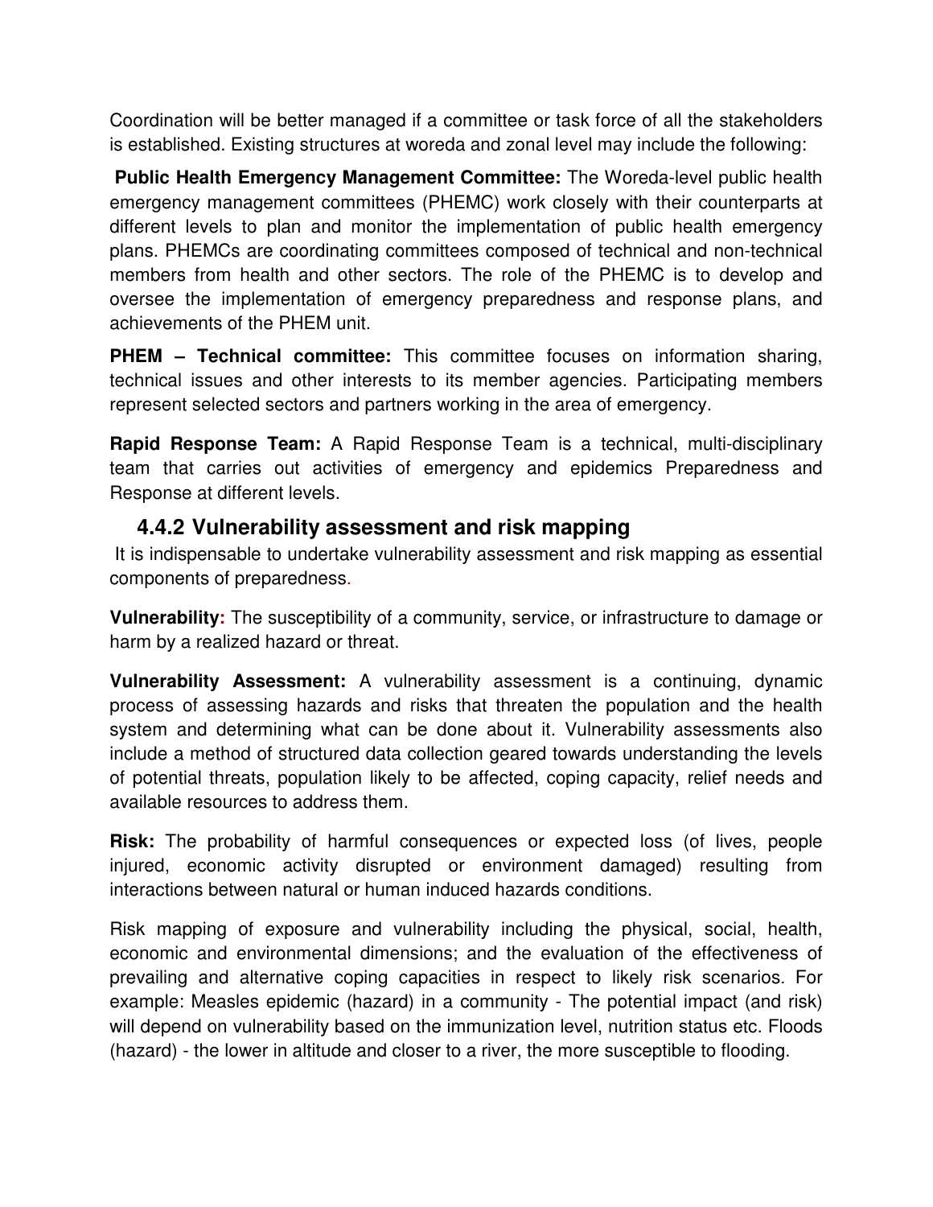Coordination will be better managed if a committee or task force of all the stakeholders is established. Existing structures at woreda and zonal level may include the following:

**Public Health Emergency Management Committee:** The Woreda-level public health emergency management committees (PHEMC) work closely with their counterparts at different levels to plan and monitor the implementation of public health emergency plans. PHEMCs are coordinating committees composed of technical and non-technical members from health and other sectors. The role of the PHEMC is to develop and oversee the implementation of emergency preparedness and response plans, and achievements of the PHEM unit.

**PHEM – Technical committee:** This committee focuses on information sharing, technical issues and other interests to its member agencies. Participating members represent selected sectors and partners working in the area of emergency.

**Rapid Response Team:** A Rapid Response Team is a technical, multi-disciplinary team that carries out activities of emergency and epidemics Preparedness and Response at different levels.

### 4.4.2 Vulnerability assessment and risk mapping

It is indispensable to undertake vulnerability assessment and risk mapping as essential components of preparedness.

**Vulnerability:** The susceptibility of a community, service, or infrastructure to damage or harm by a realized hazard or threat.

**Vulnerability Assessment:** A vulnerability assessment is a continuing, dynamic process of assessing hazards and risks that threaten the population and the health system and determining what can be done about it. Vulnerability assessments also include a method of structured data collection geared towards understanding the levels of potential threats, population likely to be affected, coping capacity, relief needs and available resources to address them.

**Risk:** The probability of harmful consequences or expected loss (of lives, people injured, economic activity disrupted or environment damaged) resulting from interactions between natural or human induced hazards conditions.

Risk mapping of exposure and vulnerability including the physical, social, health, economic and environmental dimensions; and the evaluation of the effectiveness of prevailing and alternative coping capacities in respect to likely risk scenarios. For example: Measles epidemic (hazard) in a community - The potential impact (and risk) will depend on vulnerability based on the immunization level, nutrition status etc. Floods (hazard) - the lower in altitude and closer to a river, the more susceptible to flooding.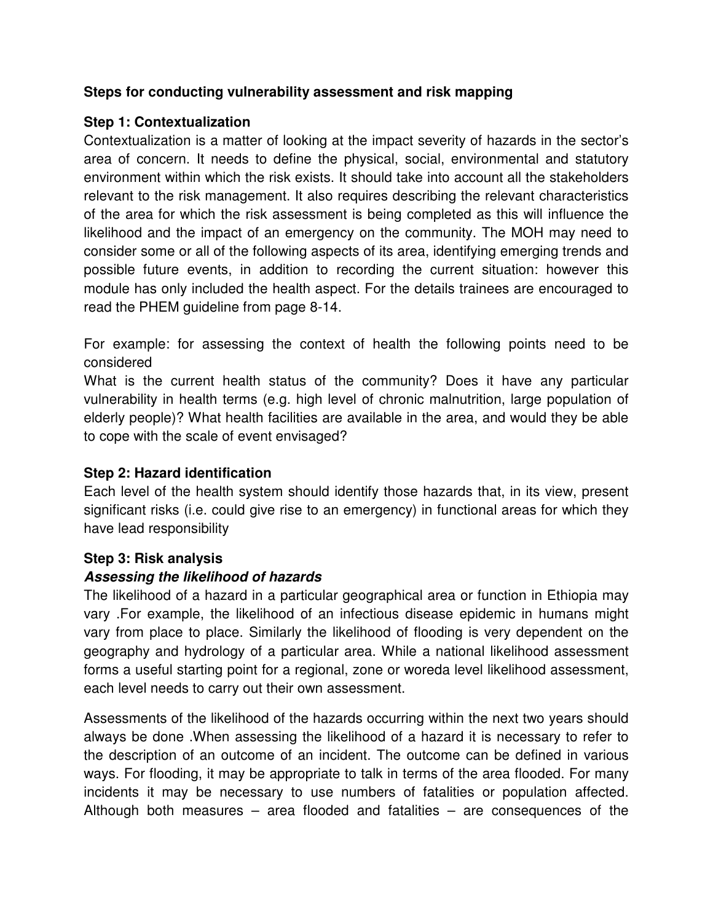**Steps for conducting vulnerability assessment and risk mapping**

**Step 1: Contextualization**

Contextualization is a matter of looking at the impact severity of hazards in the sector's area of concern. It needs to define the physical, social, environmental and statutory environment within which the risk exists. It should take into account all the stakeholders relevant to the risk management. It also requires describing the relevant characteristics of the area for which the risk assessment is being completed as this will influence the likelihood and the impact of an emergency on the community. The MOH may need to consider some or all of the following aspects of its area, identifying emerging trends and possible future events, in addition to recording the current situation: however this module has only included the health aspect. For the details trainees are encouraged to read the PHEM guideline from page 8-14.

For example: for assessing the context of health the following points need to be considered

What is the current health status of the community? Does it have any particular vulnerability in health terms (e.g. high level of chronic malnutrition, large population of elderly people)? What health facilities are available in the area, and would they be able to cope with the scale of event envisaged?

**Step 2: Hazard identification**

Each level of the health system should identify those hazards that, in its view, present significant risks (i.e. could give rise to an emergency) in functional areas for which they have lead responsibility

**Step 3: Risk analysis**

***Assessing the likelihood of hazards***

The likelihood of a hazard in a particular geographical area or function in Ethiopia may vary .For example, the likelihood of an infectious disease epidemic in humans might vary from place to place. Similarly the likelihood of flooding is very dependent on the geography and hydrology of a particular area. While a national likelihood assessment forms a useful starting point for a regional, zone or woreda level likelihood assessment, each level needs to carry out their own assessment.

Assessments of the likelihood of the hazards occurring within the next two years should always be done .When assessing the likelihood of a hazard it is necessary to refer to the description of an outcome of an incident. The outcome can be defined in various ways. For flooding, it may be appropriate to talk in terms of the area flooded. For many incidents it may be necessary to use numbers of fatalities or population affected. Although both measures – area flooded and fatalities – are consequences of the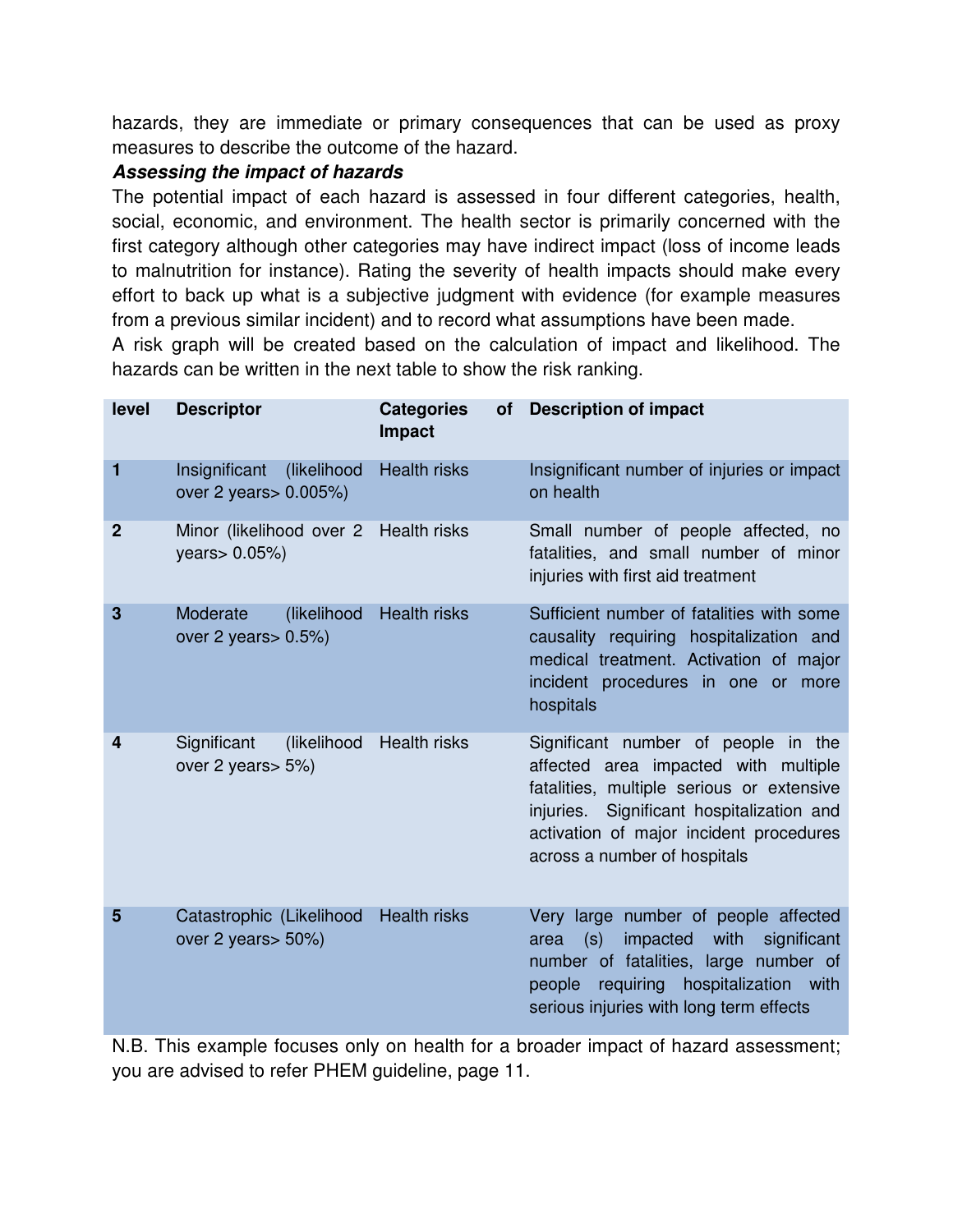hazards, they are immediate or primary consequences that can be used as proxy measures to describe the outcome of the hazard.

***Assessing the impact of hazards***

The potential impact of each hazard is assessed in four different categories, health, social, economic, and environment. The health sector is primarily concerned with the first category although other categories may have indirect impact (loss of income leads to malnutrition for instance). Rating the severity of health impacts should make every effort to back up what is a subjective judgment with evidence (for example measures from a previous similar incident) and to record what assumptions have been made.

A risk graph will be created based on the calculation of impact and likelihood. The hazards can be written in the next table to show the risk ranking.

| level | Descriptor | Categories of Impact | Description of impact |
|---|---|---|---|
| 1 | Insignificant (likelihood over 2 years> 0.005%) | Health risks | Insignificant number of injuries or impact on heath |
| 2 | Minor (likelihood over 2 years> 0.05%) | Health risks | Small number of people affected, no fatalities, and small number of minor injuries with first aid treatment |
| 3 | Moderate (likelihood over 2 years> 0.5%) | Health risks | Sufficient number of fatalities with some causality requiring hospitalization and medical treatment. Activation of major incident procedures in one or more hospitals |
| 4 | Significant (likelihood over 2 years> 5%) | Health risks | Significant number of people in the affected area impacted with multiple fatalities, multiple serious or extensive injuries. Significant hospitalization and activation of major incident procedures across a number of hospitals |
| 5 | Catastrophic (Likelihood over 2 years> 50%) | Health risks | Very large number of people affected area (s) impacted with significant number of fatalities, large number of people requiring hospitalization with serious injuries with long term effects |

N.B. This example focuses only on health for a broader impact of hazard assessment; you are advised to refer PHEM guideline, page 11.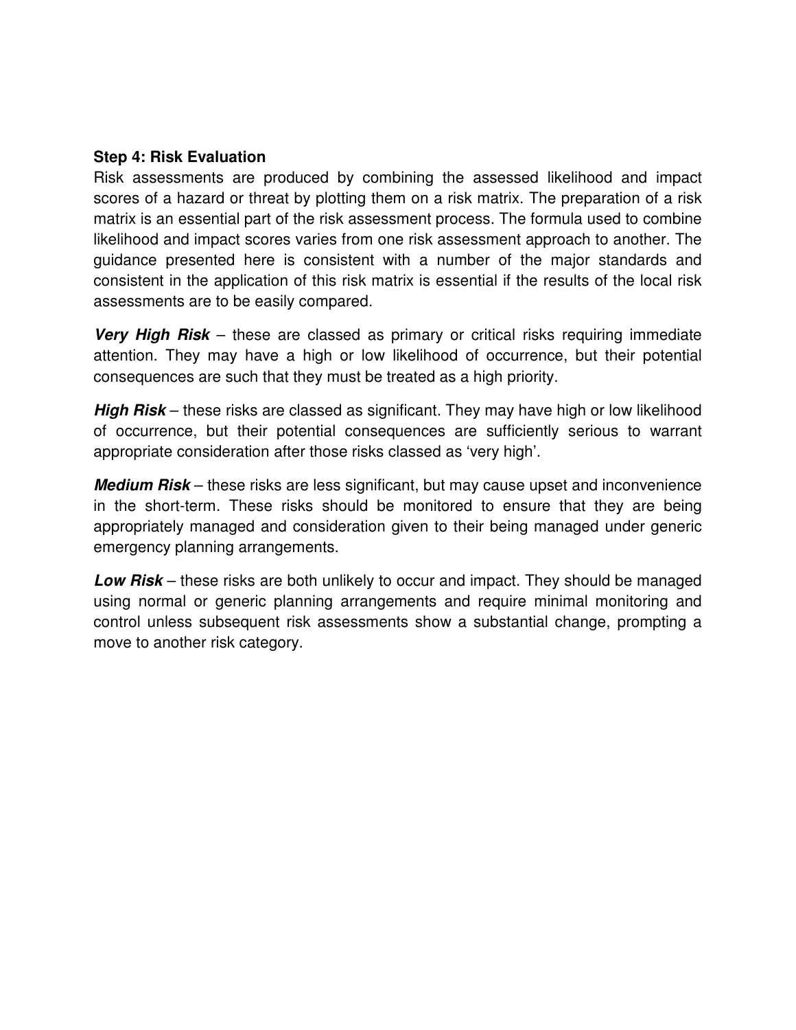**Step 4: Risk Evaluation**

Risk assessments are produced by combining the assessed likelihood and impact scores of a hazard or threat by plotting them on a risk matrix. The preparation of a risk matrix is an essential part of the risk assessment process. The formula used to combine likelihood and impact scores varies from one risk assessment approach to another. The guidance presented here is consistent with a number of the major standards and consistent in the application of this risk matrix is essential if the results of the local risk assessments are to be easily compared.

***Very High Risk*** – these are classed as primary or critical risks requiring immediate attention. They may have a high or low likelihood of occurrence, but their potential consequences are such that they must be treated as a high priority.

***High Risk*** – these risks are classed as significant. They may have high or low likelihood of occurrence, but their potential consequences are sufficiently serious to warrant appropriate consideration after those risks classed as 'very high'.

***Medium Risk*** – these risks are less significant, but may cause upset and inconvenience in the short-term. These risks should be monitored to ensure that they are being appropriately managed and consideration given to their being managed under generic emergency planning arrangements.

***Low Risk*** – these risks are both unlikely to occur and impact. They should be managed using normal or generic planning arrangements and require minimal monitoring and control unless subsequent risk assessments show a substantial change, prompting a move to another risk category.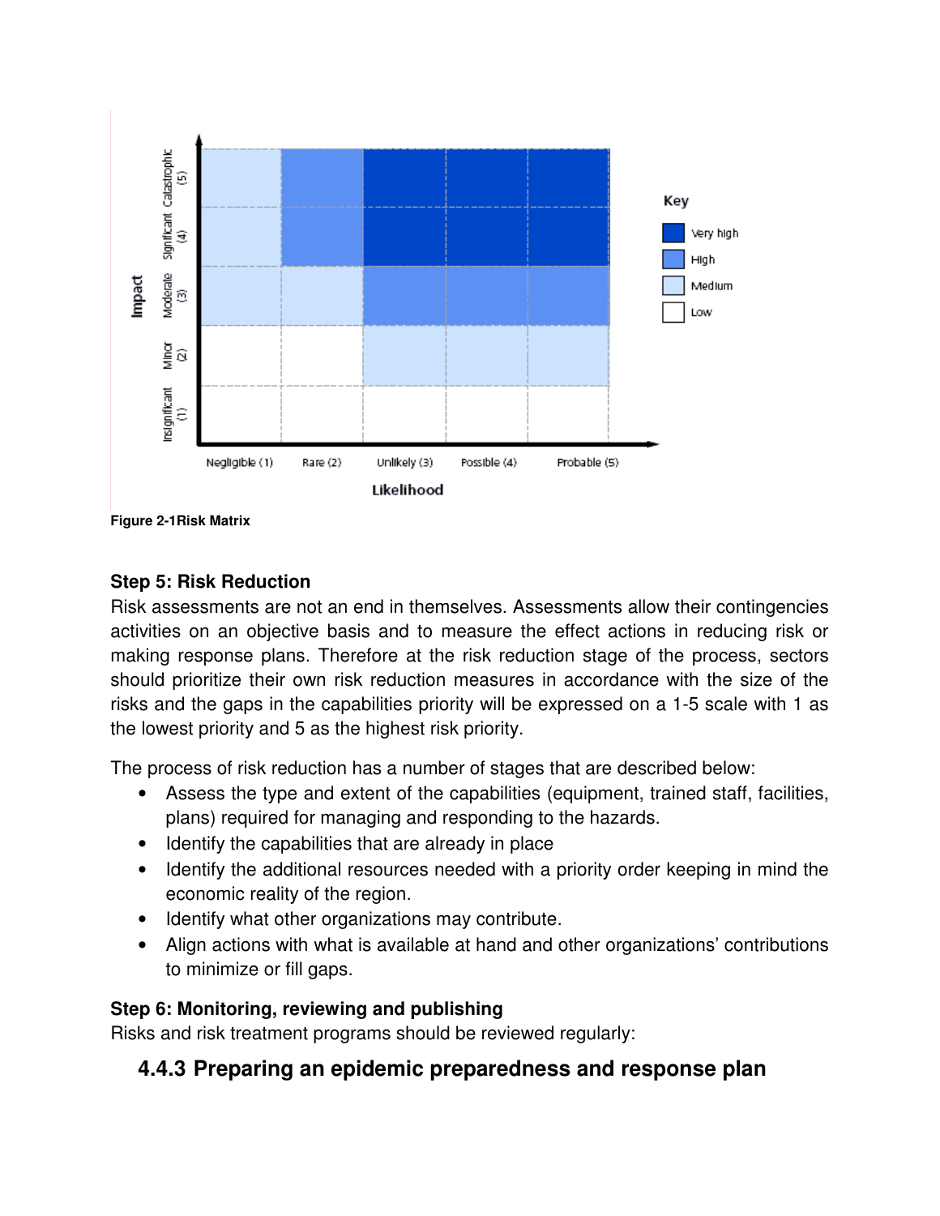Figure 2-1Risk Matrix

**Step 5: Risk Reduction**

Risk assessments are not an end in themselves. Assessments allow their contingencies activities on an objective basis and to measure the effect actions in reducing risk or making response plans. Therefore at the risk reduction stage of the process, sectors should prioritize their own risk reduction measures in accordance with the size of the risks and the gaps in the capabilities priority will be expressed on a 1-5 scale with 1 as the lowest priority and 5 as the highest risk priority.

The process of risk reduction has a number of stages that are described below:

- Assess the type and extent of the capabilities (equipment, trained staff, facilities, plans) required for managing and responding to the hazards.
- Identify the capabilities that are already in place
- Identify the additional resources needed with a priority order keeping in mind the economic reality of the region.
- Identify what other organizations may contribute.
- Align actions with what is available at hand and other organizations' contributions to minimize or fill gaps.

**Step 6: Monitoring, reviewing and publishing**

Risks and risk treatment programs should be reviewed regularly:

### 4.4.3 Preparing an epidemic preparedness and response plan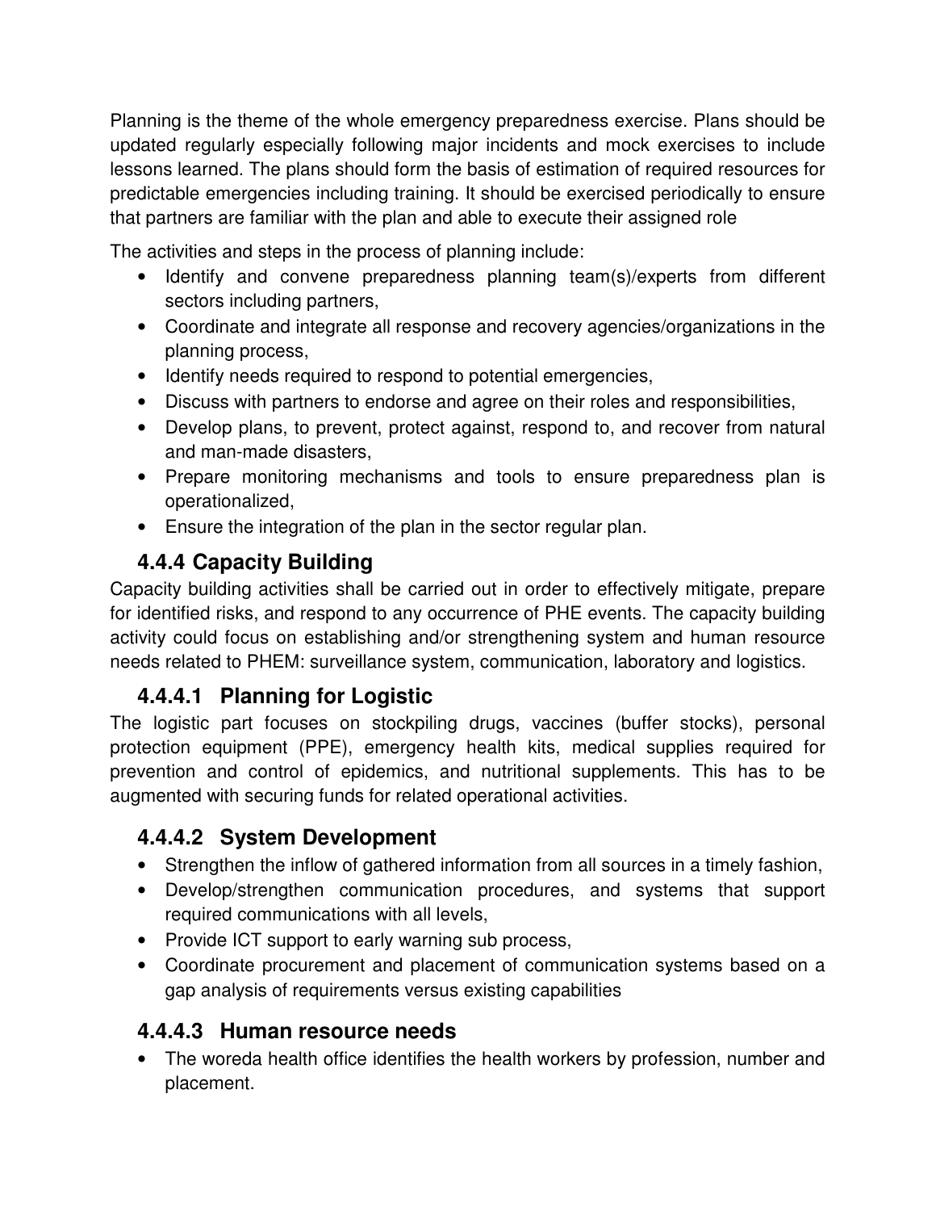Planning is the theme of the whole emergency preparedness exercise. Plans should be updated regularly especially following major incidents and mock exercises to include lessons learned. The plans should form the basis of estimation of required resources for predictable emergencies including training. It should be exercised periodically to ensure that partners are familiar with the plan and able to execute their assigned role

The activities and steps in the process of planning include:

- Identify and convene preparedness planning team(s)/experts from different sectors including partners,
- Coordinate and integrate all response and recovery agencies/organizations in the planning process,
- Identify needs required to respond to potential emergencies,
- Discuss with partners to endorse and agree on their roles and responsibilities,
- Develop plans, to prevent, protect against, respond to, and recover from natural and man-made disasters,
- Prepare monitoring mechanisms and tools to ensure preparedness plan is operationalized,
- Ensure the integration of the plan in the sector regular plan.

### 4.4.4 Capacity Building

Capacity building activities shall be carried out in order to effectively mitigate, prepare for identified risks, and respond to any occurrence of PHE events. The capacity building activity could focus on establishing and/or strengthening system and human resource needs related to PHEM: surveillance system, communication, laboratory and logistics.

#### 4.4.4.1 Planning for Logistic

The logistic part focuses on stockpiling drugs, vaccines (buffer stocks), personal protection equipment (PPE), emergency health kits, medical supplies required for prevention and control of epidemics, and nutritional supplements. This has to be augmented with securing funds for related operational activities.

#### 4.4.4.2 System Development

- Strengthen the inflow of gathered information from all sources in a timely fashion,
- Develop/strengthen communication procedures, and systems that support required communications with all levels,
- Provide ICT support to early warning sub process,
- Coordinate procurement and placement of communication systems based on a gap analysis of requirements versus existing capabilities

#### 4.4.4.3 Human resource needs

- The woreda health office identifies the health workers by profession, number and placement.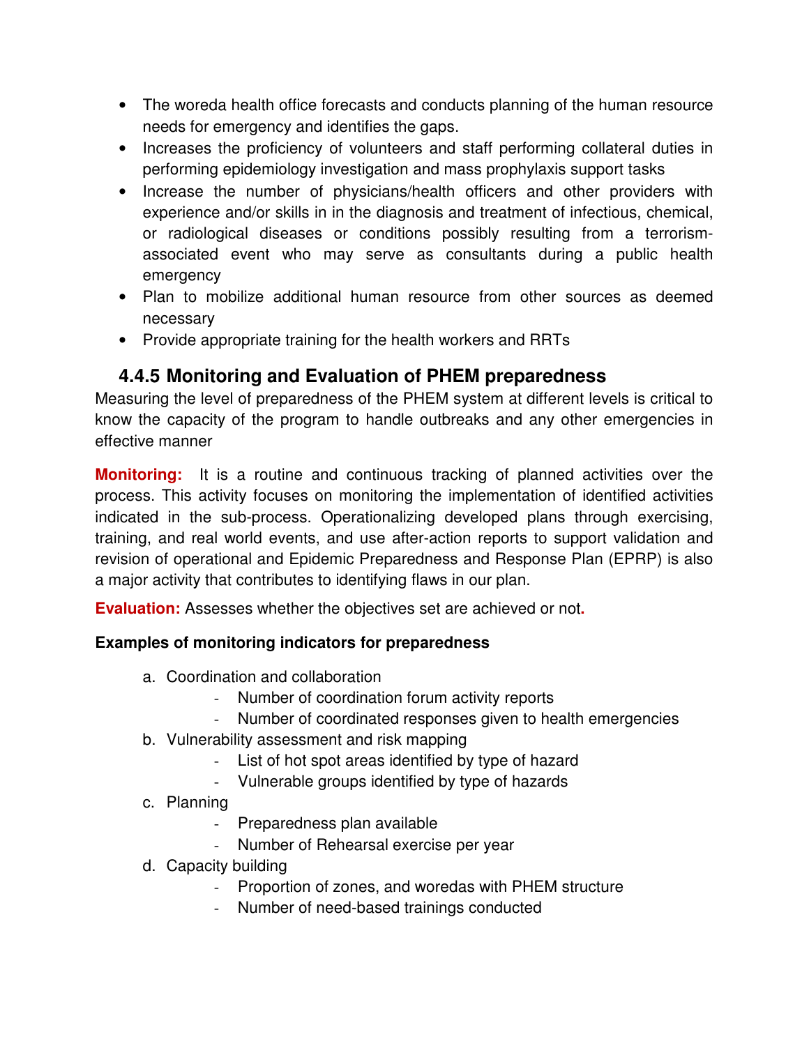- The woreda health office forecasts and conducts planning of the human resource needs for emergency and identifies the gaps.
- Increases the proficiency of volunteers and staff performing collateral duties in performing epidemiology investigation and mass prophylaxis support tasks
- Increase the number of physicians/health officers and other providers with experience and/or skills in in the diagnosis and treatment of infectious, chemical, or radiological diseases or conditions possibly resulting from a terrorism-associated event who may serve as consultants during a public health emergency
- Plan to mobilize additional human resource from other sources as deemed necessary
- Provide appropriate training for the health workers and RRTs

### 4.4.5 Monitoring and Evaluation of PHEM preparedness

Measuring the level of preparedness of the PHEM system at different levels is critical to know the capacity of the program to handle outbreaks and any other emergencies in effective manner

**Monitoring:** It is a routine and continuous tracking of planned activities over the process. This activity focuses on monitoring the implementation of identified activities indicated in the sub-process. Operationalizing developed plans through exercising, training, and real world events, and use after-action reports to support validation and revision of operational and Epidemic Preparedness and Response Plan (EPRP) is also a major activity that contributes to identifying flaws in our plan.

**Evaluation:** Assesses whether the objectives set are achieved or not**.**

**Examples of monitoring indicators for preparedness**

a. Coordination and collaboration
    - Number of coordination forum activity reports
    - Number of coordinated responses given to health emergencies
b. Vulnerability assessment and risk mapping
    - List of hot spot areas identified by type of hazard
    - Vulnerable groups identified by type of hazards
c. Planning
    - Preparedness plan available
    - Number of Rehearsal exercise per year
d. Capacity building
    - Proportion of zones, and woredas with PHEM structure
    - Number of need-based trainings conducted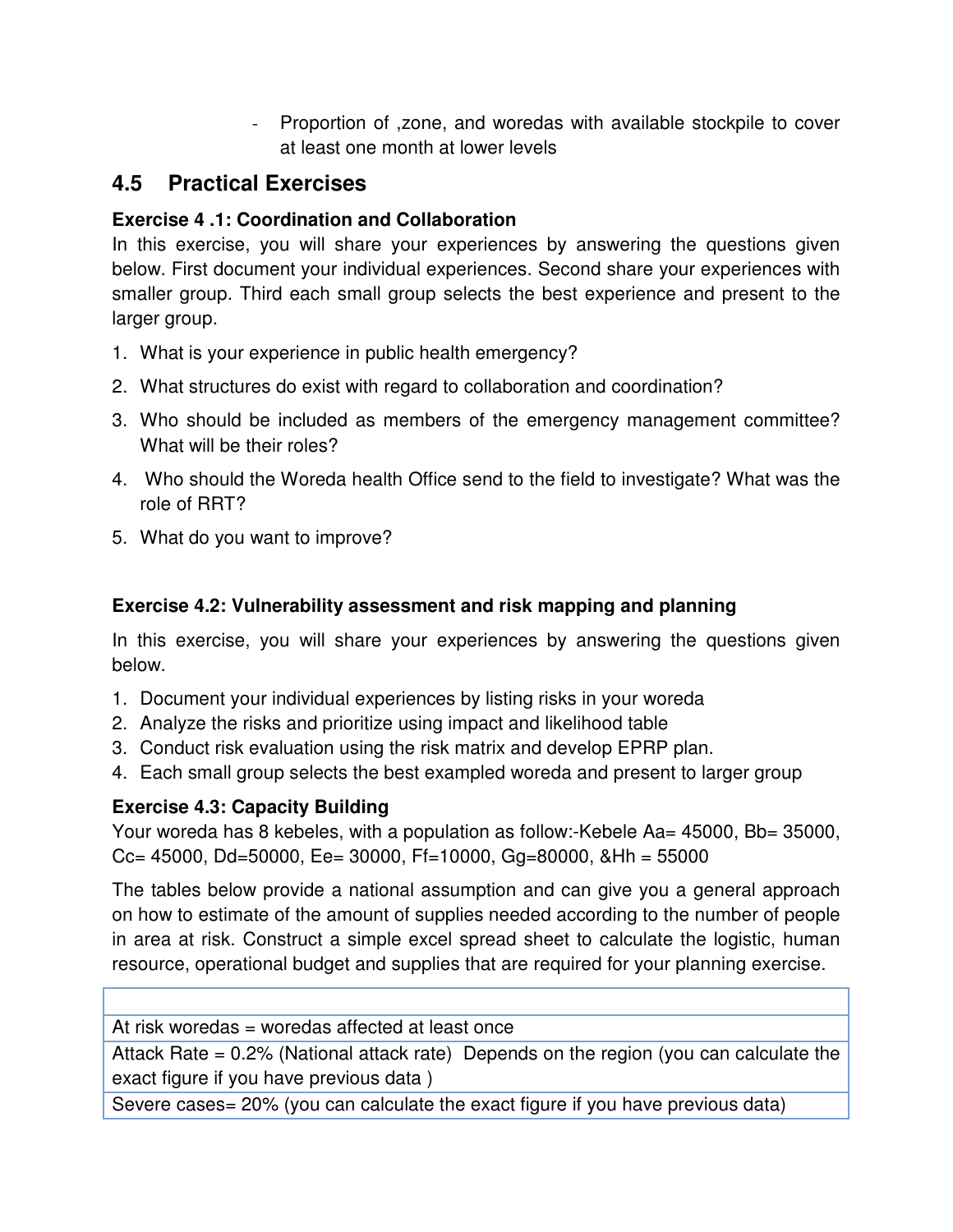- Proportion of ,zone, and woredas with available stockpile to cover at least one month at lower levels

## 4.5 Practical Exercises

**Exercise 4 .1: Coordination and Collaboration**

In this exercise, you will share your experiences by answering the questions given below. First document your individual experiences. Second share your experiences with smaller group. Third each small group selects the best experience and present to the larger group.

1. What is your experience in public health emergency?
2. What structures do exist with regard to collaboration and coordination?
3. Who should be included as members of the emergency management committee? What will be their roles?
4. Who should the Woreda health Office send to the field to investigate? What was the role of RRT?
5. What do you want to improve?

**Exercise 4.2: Vulnerability assessment and risk mapping and planning**

In this exercise, you will share your experiences by answering the questions given below.

1. Document your individual experiences by listing risks in your woreda
2. Analyze the risks and prioritize using impact and likelihood table
3. Conduct risk evaluation using the risk matrix and develop EPRP plan.
4. Each small group selects the best exampled woreda and present to larger group

**Exercise 4.3: Capacity Building**

Your woreda has 8 kebeles, with a population as follow:-Kebele Aa= 45000, Bb= 35000, Cc= 45000, Dd=50000, Ee= 30000, Ff=10000, Gg=80000, &Hh = 55000

The tables below provide a national assumption and can give you a general approach on how to estimate of the amount of supplies needed according to the number of people in area at risk. Construct a simple excel spread sheet to calculate the logistic, human resource, operational budget and supplies that are required for your planning exercise.

| |
|---|
| At risk woredas = woredas affected at least once |
| Attack Rate = 0.2% (National attack rate) Depends on the region (you can calculate the exact figure if you have previous data ) |
| Severe cases= 20% (you can calculate the exact figure if you have previous data) |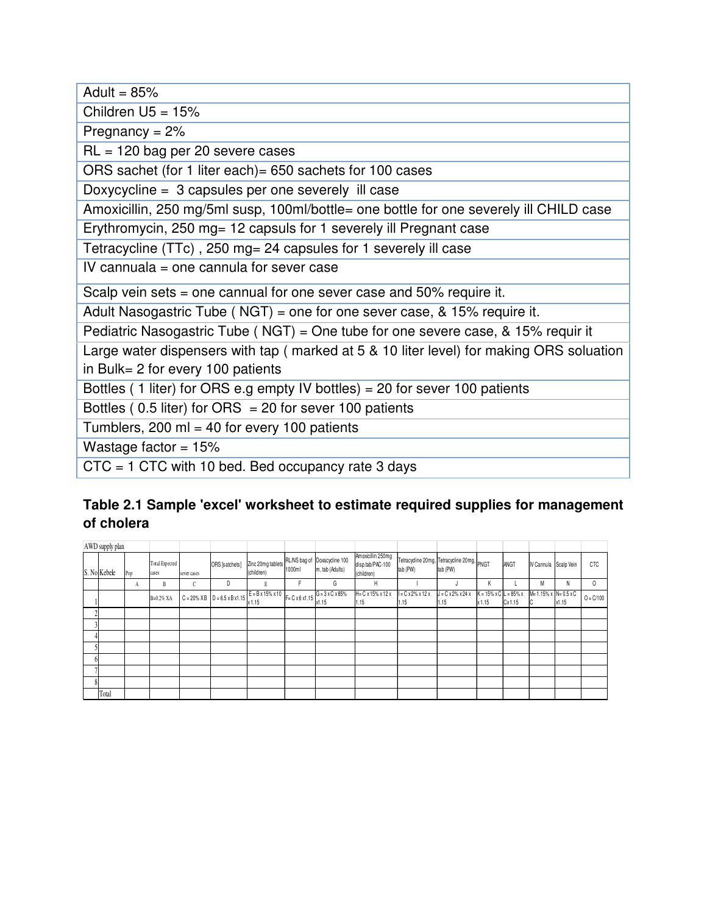| Adult = 85% |
|---|
| Children U5 = 15% |
| Pregnancy = 2% |
| RL = 120 bag per 20 severe cases |
| ORS sachet (for 1 liter each)= 650 sachets for 100 cases |
| Doxycycline = 3 capsules per one severely ill case |
| Amoxicillin, 250 mg/5ml susp, 100ml/bottle= one bottle for one severely ill CHILD case |
| Erythromycin, 250 mg= 12 capsuls for 1 severely ill Pregnant case |
| Tetracycline (TTc) , 250 mg= 24 capsules for 1 severely ill case |
| IV cannuala = one cannula for sever case |
| Scalp vein sets = one cannual for one sever case and 50% require it. |
| Adult Nasogastric Tube ( NGT) = one for one sever case, & 15% require it. |
| Pediatric Nasogastric Tube ( NGT) = One tube for one severe case, & 15% requir it |
| Large water dispensers with tap ( marked at 5 & 10 liter level) for making ORS soluation in Bulk= 2 for every 100 patients |
| Bottles ( 1 liter) for ORS e.g empty IV bottles) = 20 for sever 100 patients |
| Bottles ( 0.5 liter) for ORS = 20 for sever 100 patients |
| Tumblers, 200 ml = 40 for every 100 patients |
| Wastage factor = 15% |
| CTC = 1 CTC with 10 bed. Bed occupancy rate 3 days |

### Table 2.1 Sample 'excel' worksheet to estimate required supplies for management of cholera

| AWD supply plan | | | | | | | | | | | | | | | | |
|---|---|---|---|---|---|---|---|---|---|---|---|---|---|---|---|---|
| S. No | Kebele | Pop | Total Expected cases | sever cases | ORS [satchets] | Zinc 20mg tablets (children) | RL/NS bag of 1000ml | Doxacycline 100 m, tab (Adults) | Amoxicillin 250mg disp.tab/PAC-100 (children) | Tetracycline 20mg, tab (PW) | Tetracycline 20mg, tab (PW) | PNGT | ANGT | IV Cannula | Scalp Vein | CTC |
| | | A | B | C | D | E | F | G | H | I | J | K | L | M | N | O |
| 1 | | | B=0.2% XA | C = 20% XB | D = 6.5 x B x1.15 | E = B x 15% x 10 x 1.15 | F= C x 6 x1.15 | G = 3 x C x 85% x1.15 | H= C x 15% x 12 x 1.15 | I = C x 2% x 12 x 1.15 | J = C x 2% x 24 x 1.15 | K = 15% x C x 1.15 | L = 85% x C x 1.15 | M= 1.15% x C | N= 0.5 x C x1.15 | O = C/100 |
| 2 | | | | | | | | | | | | | | | | |
| 3 | | | | | | | | | | | | | | | | |
| 4 | | | | | | | | | | | | | | | | |
| 5 | | | | | | | | | | | | | | | | |
| 6 | | | | | | | | | | | | | | | | |
| 7 | | | | | | | | | | | | | | | | |
| 8 | | | | | | | | | | | | | | | | |
| | Total | | | | | | | | | | | | | | | |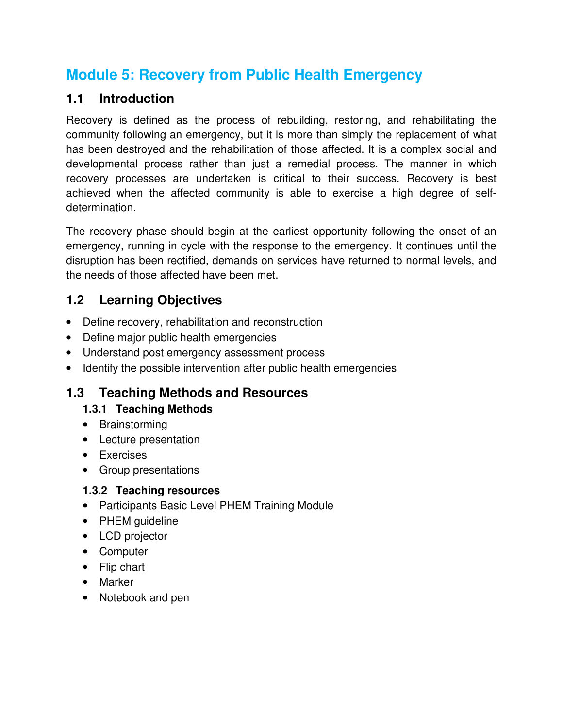# Module 5: Recovery from Public Health Emergency

## 1.1 Introduction

Recovery is defined as the process of rebuilding, restoring, and rehabilitating the community following an emergency, but it is more than simply the replacement of what has been destroyed and the rehabilitation of those affected. It is a complex social and developmental process rather than just a remedial process. The manner in which recovery processes are undertaken is critical to their success. Recovery is best achieved when the affected community is able to exercise a high degree of self-determination.

The recovery phase should begin at the earliest opportunity following the onset of an emergency, running in cycle with the response to the emergency. It continues until the disruption has been rectified, demands on services have returned to normal levels, and the needs of those affected have been met.

## 1.2 Learning Objectives

- Define recovery, rehabilitation and reconstruction
- Define major public health emergencies
- Understand post emergency assessment process
- Identify the possible intervention after public health emergencies

## 1.3 Teaching Methods and Resources

### 1.3.1 Teaching Methods

- Brainstorming
- Lecture presentation
- Exercises
- Group presentations

### 1.3.2 Teaching resources

- Participants Basic Level PHEM Training Module
- PHEM guideline
- LCD projector
- Computer
- Flip chart
- Marker
- Notebook and pen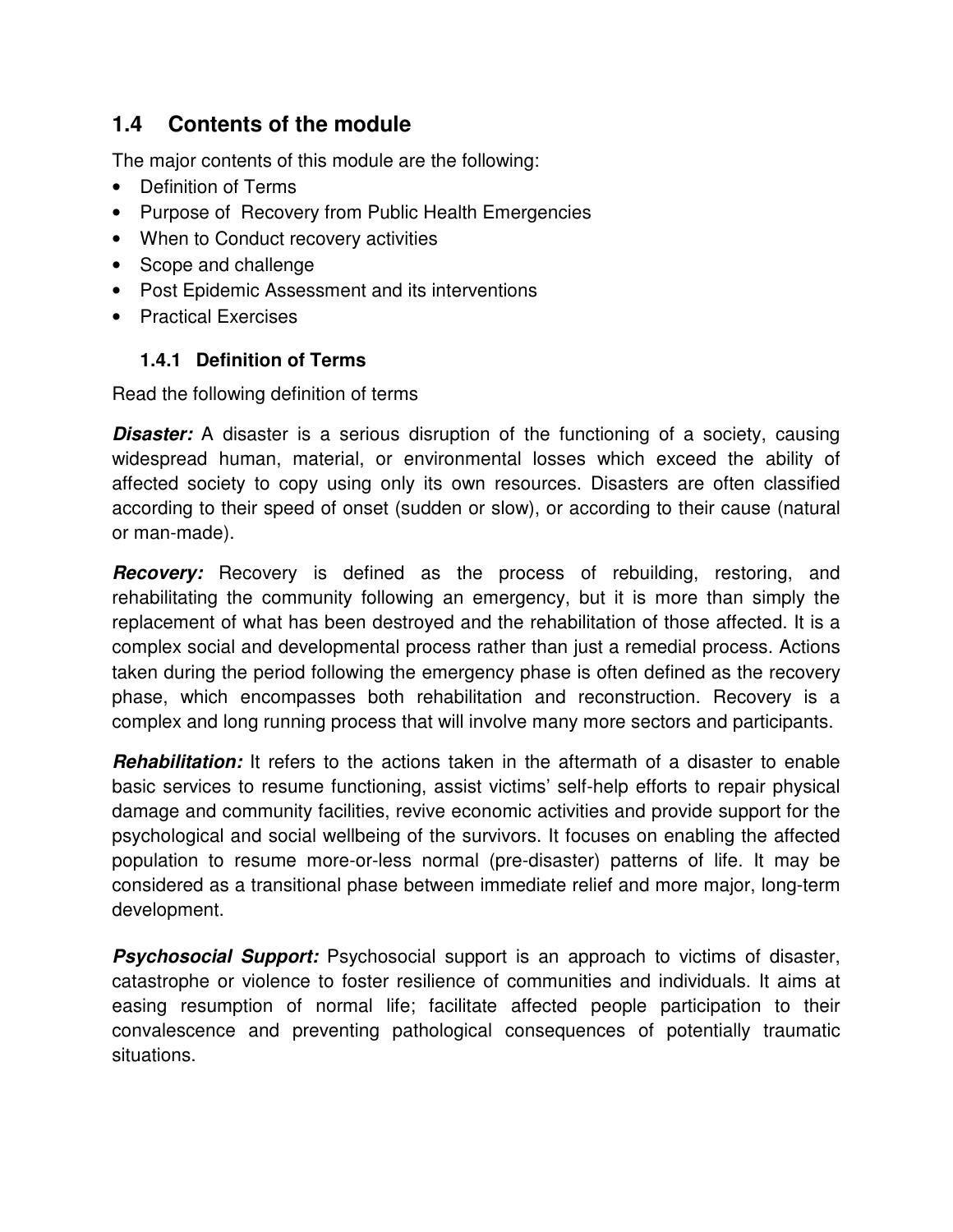## 1.4 Contents of the module

The major contents of this module are the following:

- Definition of Terms
- Purpose of Recovery from Public Health Emergencies
- When to Conduct recovery activities
- Scope and challenge
- Post Epidemic Assessment and its interventions
- Practical Exercises

### 1.4.1 Definition of Terms

Read the following definition of terms

***Disaster:*** A disaster is a serious disruption of the functioning of a society, causing widespread human, material, or environmental losses which exceed the ability of affected society to copy using only its own resources. Disasters are often classified according to their speed of onset (sudden or slow), or according to their cause (natural or man-made).

***Recovery:*** Recovery is defined as the process of rebuilding, restoring, and rehabilitating the community following an emergency, but it is more than simply the replacement of what has been destroyed and the rehabilitation of those affected. It is a complex social and developmental process rather than just a remedial process. Actions taken during the period following the emergency phase is often defined as the recovery phase, which encompasses both rehabilitation and reconstruction. Recovery is a complex and long running process that will involve many more sectors and participants.

***Rehabilitation:*** It refers to the actions taken in the aftermath of a disaster to enable basic services to resume functioning, assist victims' self-help efforts to repair physical damage and community facilities, revive economic activities and provide support for the psychological and social wellbeing of the survivors. It focuses on enabling the affected population to resume more-or-less normal (pre-disaster) patterns of life. It may be considered as a transitional phase between immediate relief and more major, long-term development.

***Psychosocial Support:*** Psychosocial support is an approach to victims of disaster, catastrophe or violence to foster resilience of communities and individuals. It aims at easing resumption of normal life; facilitate affected people participation to their convalescence and preventing pathological consequences of potentially traumatic situations.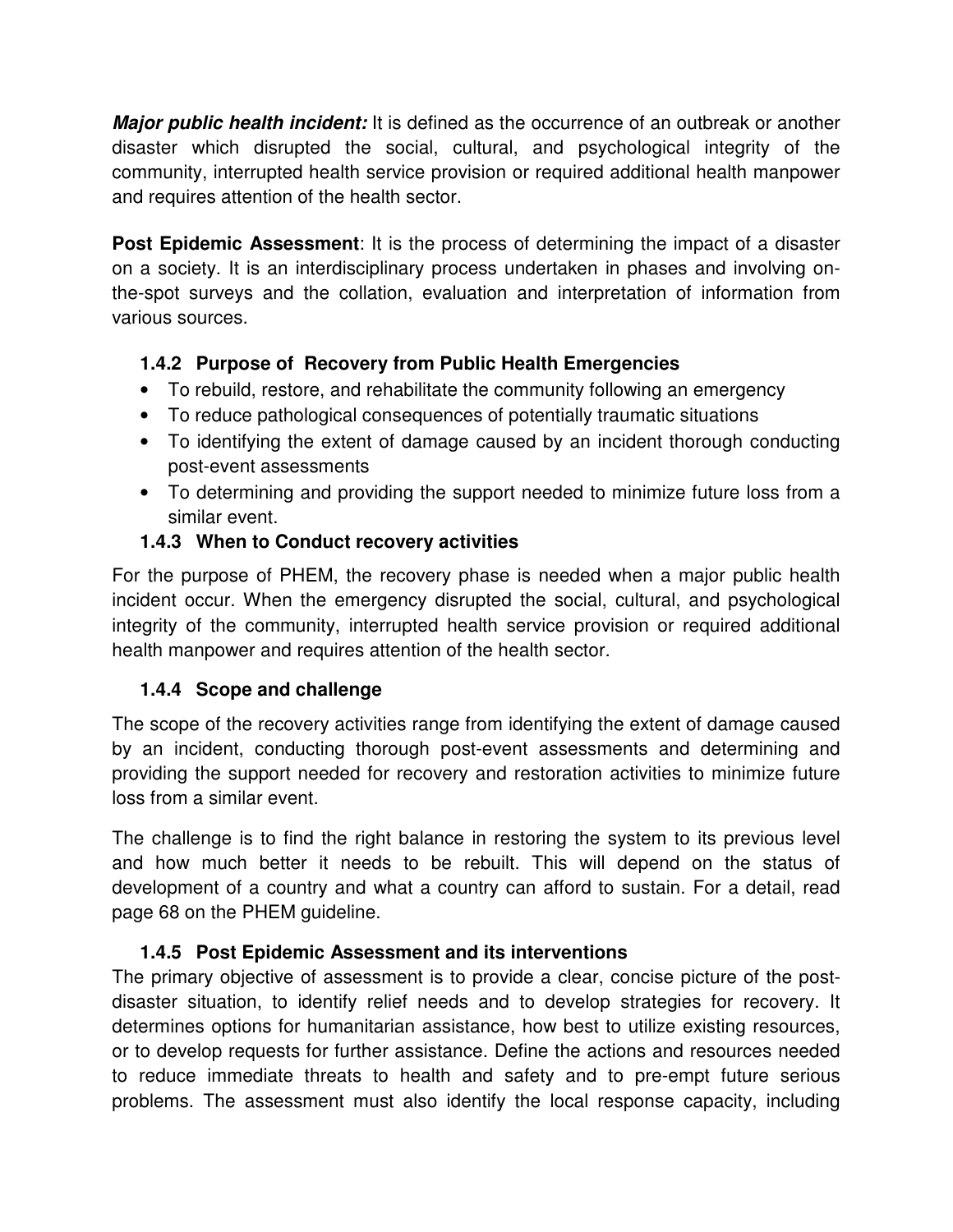***Major public health incident:*** It is defined as the occurrence of an outbreak or another disaster which disrupted the social, cultural, and psychological integrity of the community, interrupted health service provision or required additional health manpower and requires attention of the health sector.

**Post Epidemic Assessment**: It is the process of determining the impact of a disaster on a society. It is an interdisciplinary process undertaken in phases and involving on-the-spot surveys and the collation, evaluation and interpretation of information from various sources.

### 1.4.2 Purpose of Recovery from Public Health Emergencies

- To rebuild, restore, and rehabilitate the community following an emergency
- To reduce pathological consequences of potentially traumatic situations
- To identifying the extent of damage caused by an incident thorough conducting post-event assessments
- To determining and providing the support needed to minimize future loss from a similar event.

### 1.4.3 When to Conduct recovery activities

For the purpose of PHEM, the recovery phase is needed when a major public health incident occur. When the emergency disrupted the social, cultural, and psychological integrity of the community, interrupted health service provision or required additional health manpower and requires attention of the health sector.

### 1.4.4 Scope and challenge

The scope of the recovery activities range from identifying the extent of damage caused by an incident, conducting thorough post-event assessments and determining and providing the support needed for recovery and restoration activities to minimize future loss from a similar event.

The challenge is to find the right balance in restoring the system to its previous level and how much better it needs to be rebuilt. This will depend on the status of development of a country and what a country can afford to sustain. For a detail, read page 68 on the PHEM guideline.

### 1.4.5 Post Epidemic Assessment and its interventions

The primary objective of assessment is to provide a clear, concise picture of the post-disaster situation, to identify relief needs and to develop strategies for recovery. It determines options for humanitarian assistance, how best to utilize existing resources, or to develop requests for further assistance. Define the actions and resources needed to reduce immediate threats to health and safety and to pre-empt future serious problems. The assessment must also identify the local response capacity, including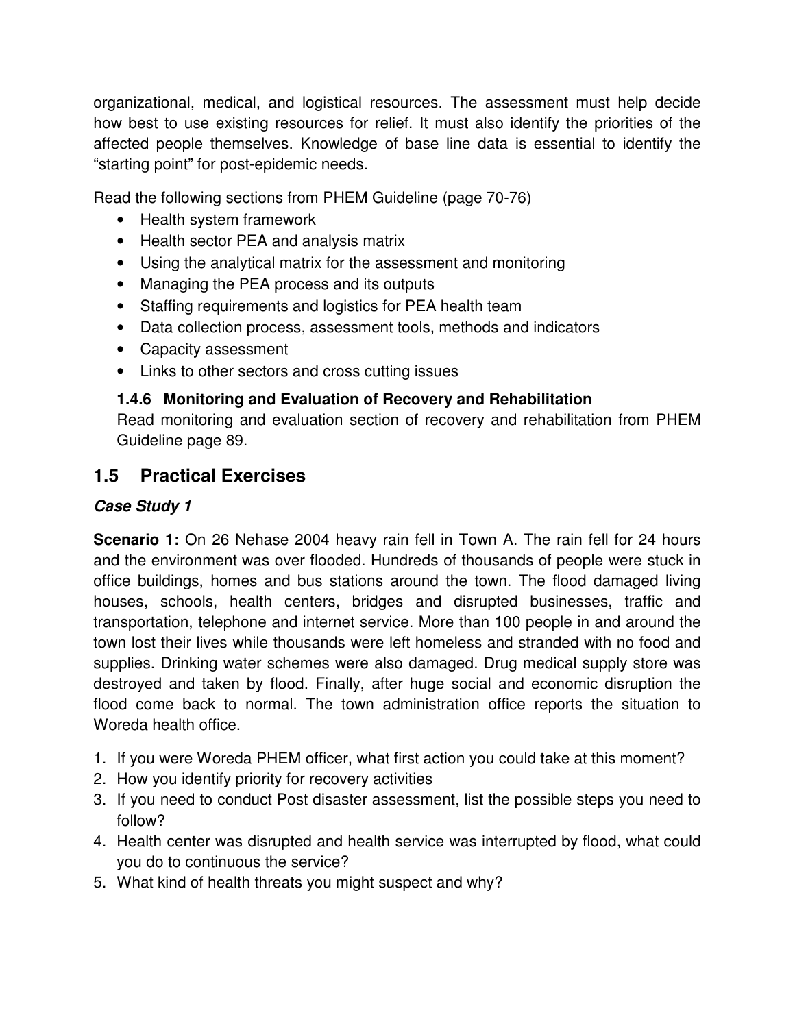organizational, medical, and logistical resources. The assessment must help decide how best to use existing resources for relief. It must also identify the priorities of the affected people themselves. Knowledge of base line data is essential to identify the "starting point" for post-epidemic needs.

Read the following sections from PHEM Guideline (page 70-76)

- Health system framework
- Health sector PEA and analysis matrix
- Using the analytical matrix for the assessment and monitoring
- Managing the PEA process and its outputs
- Staffing requirements and logistics for PEA health team
- Data collection process, assessment tools, methods and indicators
- Capacity assessment
- Links to other sectors and cross cutting issues

### 1.4.6 Monitoring and Evaluation of Recovery and Rehabilitation

Read monitoring and evaluation section of recovery and rehabilitation from PHEM Guideline page 89.

## 1.5 Practical Exercises

***Case Study 1***

**Scenario 1:** On 26 Nehase 2004 heavy rain fell in Town A. The rain fell for 24 hours and the environment was over flooded. Hundreds of thousands of people were stuck in office buildings, homes and bus stations around the town. The flood damaged living houses, schools, health centers, bridges and disrupted businesses, traffic and transportation, telephone and internet service. More than 100 people in and around the town lost their lives while thousands were left homeless and stranded with no food and supplies. Drinking water schemes were also damaged. Drug medical supply store was destroyed and taken by flood. Finally, after huge social and economic disruption the flood come back to normal. The town administration office reports the situation to Woreda health office.

1. If you were Woreda PHEM officer, what first action you could take at this moment?
2. How you identify priority for recovery activities
3. If you need to conduct Post disaster assessment, list the possible steps you need to follow?
4. Health center was disrupted and health service was interrupted by flood, what could you do to continuous the service?
5. What kind of health threats you might suspect and why?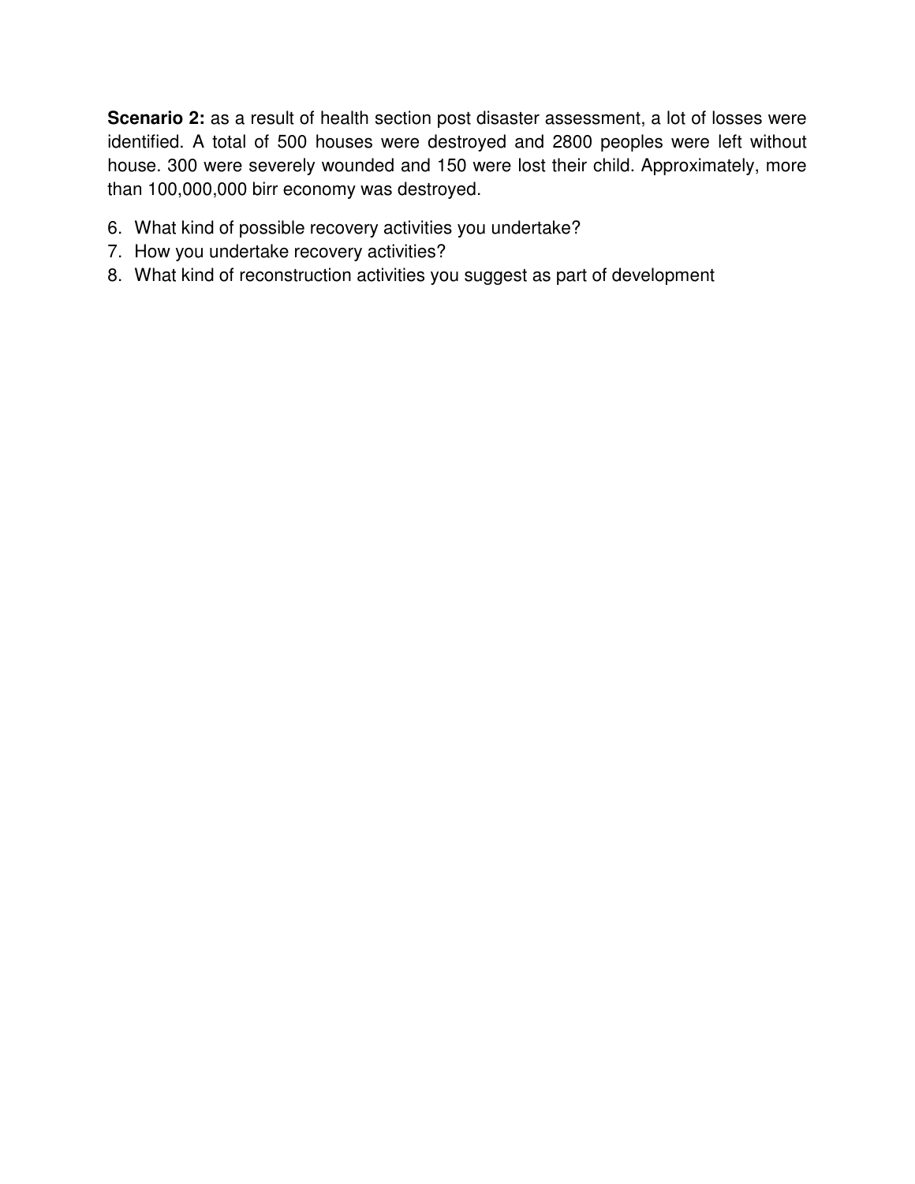**Scenario 2:** as a result of health section post disaster assessment, a lot of losses were identified. A total of 500 houses were destroyed and 2800 peoples were left without house. 300 were severely wounded and 150 were lost their child. Approximately, more than 100,000,000 birr economy was destroyed.

6. What kind of possible recovery activities you undertake?
7. How you undertake recovery activities?
8. What kind of reconstruction activities you suggest as part of development